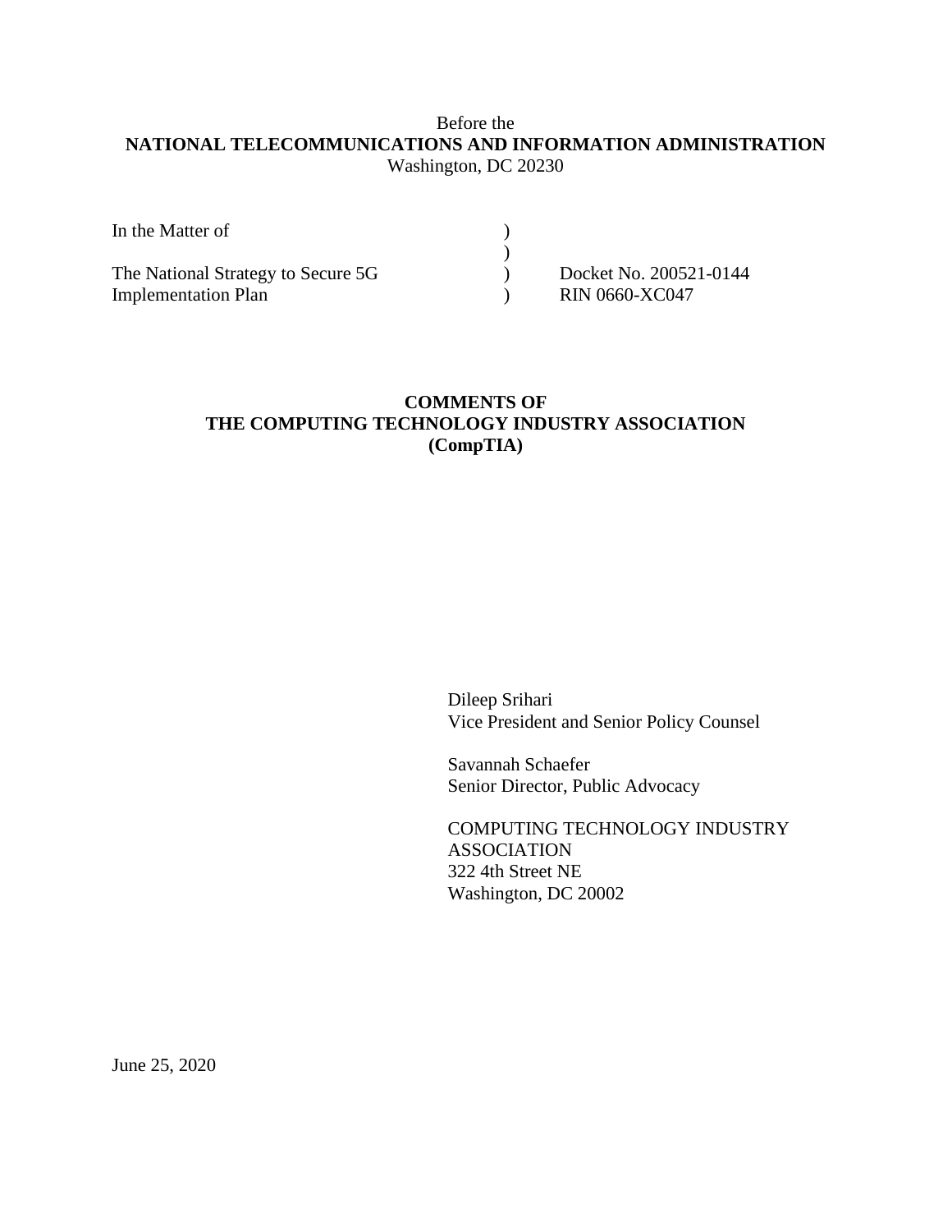Before the

**NATIONAL TELECOMMUNICATIONS AND INFORMATION ADMINISTRATION**

Washington, DC 20230

| | | |
|---|---|---|
| In the Matter of | ) | |
| | ) | |
| The National Strategy to Secure 5G | ) | Docket No. 200521-0144 |
| Implementation Plan | ) | RIN 0660-XC047 |

**COMMENTS OF**
**THE COMPUTING TECHNOLOGY INDUSTRY ASSOCIATION**
**(CompTIA)**

Dileep Srihari
Vice President and Senior Policy Counsel

Savannah Schaefer
Senior Director, Public Advocacy

COMPUTING TECHNOLOGY INDUSTRY ASSOCIATION
322 4th Street NE
Washington, DC 20002

June 25, 2020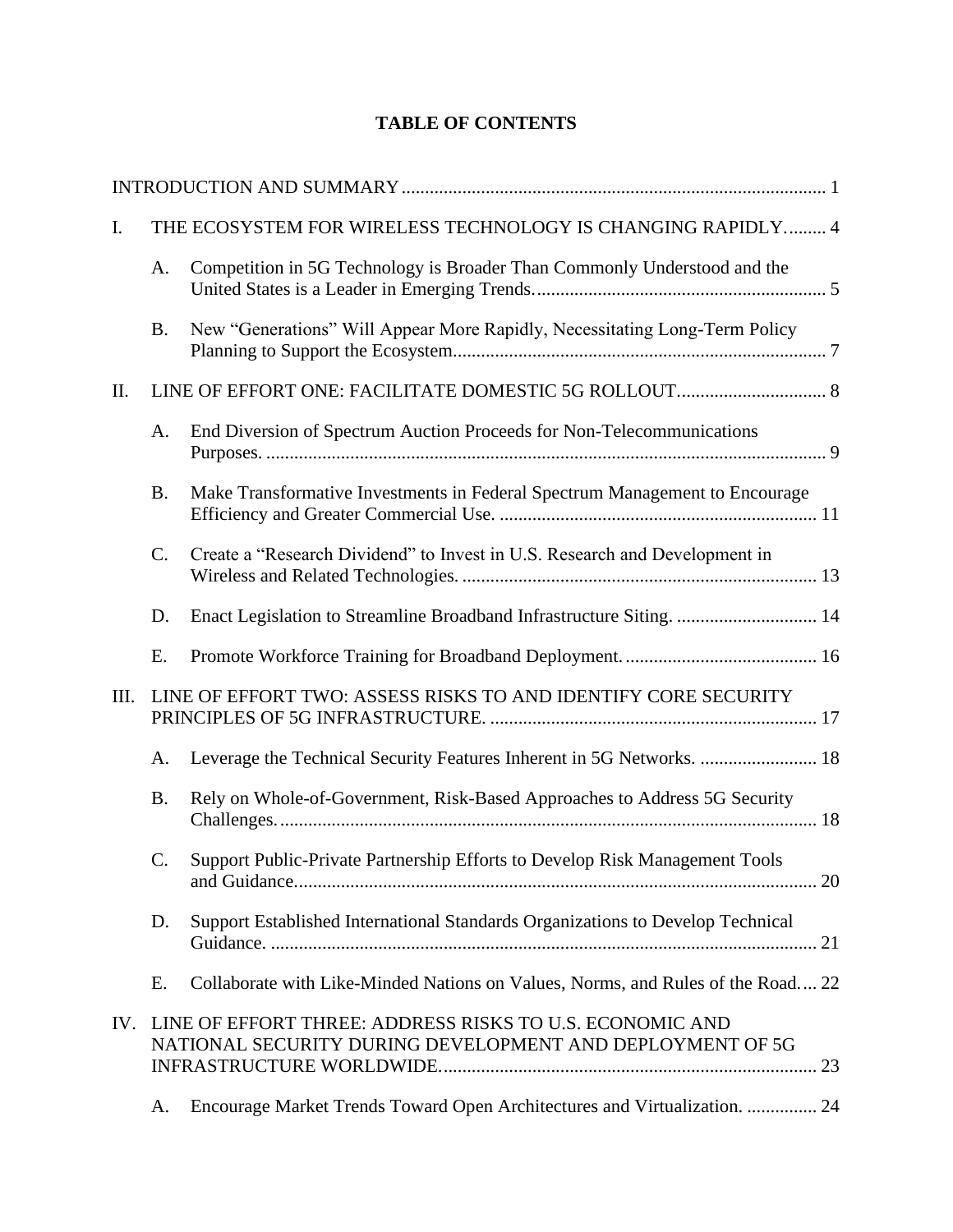# TABLE OF CONTENTS

INTRODUCTION AND SUMMARY .......... 1

I. THE ECOSYSTEM FOR WIRELESS TECHNOLOGY IS CHANGING RAPIDLY .......... 4

- A. Competition in 5G Technology is Broader Than Commonly Understood and the United States is a Leader in Emerging Trends. .......... 5
- B. New "Generations" Will Appear More Rapidly, Necessitating Long-Term Policy Planning to Support the Ecosystem .......... 7

II. LINE OF EFFORT ONE: FACILITATE DOMESTIC 5G ROLLOUT .......... 8

- A. End Diversion of Spectrum Auction Proceeds for Non-Telecommunications Purposes. .......... 9
- B. Make Transformative Investments in Federal Spectrum Management to Encourage Efficiency and Greater Commercial Use. .......... 11
- C. Create a "Research Dividend" to Invest in U.S. Research and Development in Wireless and Related Technologies. .......... 13
- D. Enact Legislation to Streamline Broadband Infrastructure Siting. .......... 14
- E. Promote Workforce Training for Broadband Deployment. .......... 16

III. LINE OF EFFORT TWO: ASSESS RISKS TO AND IDENTIFY CORE SECURITY PRINCIPLES OF 5G INFRASTRUCTURE. .......... 17

- A. Leverage the Technical Security Features Inherent in 5G Networks. .......... 18
- B. Rely on Whole-of-Government, Risk-Based Approaches to Address 5G Security Challenges. .......... 18
- C. Support Public-Private Partnership Efforts to Develop Risk Management Tools and Guidance. .......... 20
- D. Support Established International Standards Organizations to Develop Technical Guidance. .......... 21
- E. Collaborate with Like-Minded Nations on Values, Norms, and Rules of the Road. .......... 22

IV. LINE OF EFFORT THREE: ADDRESS RISKS TO U.S. ECONOMIC AND NATIONAL SECURITY DURING DEVELOPMENT AND DEPLOYMENT OF 5G INFRASTRUCTURE WORLDWIDE. .......... 23

- A. Encourage Market Trends Toward Open Architectures and Virtualization. .......... 24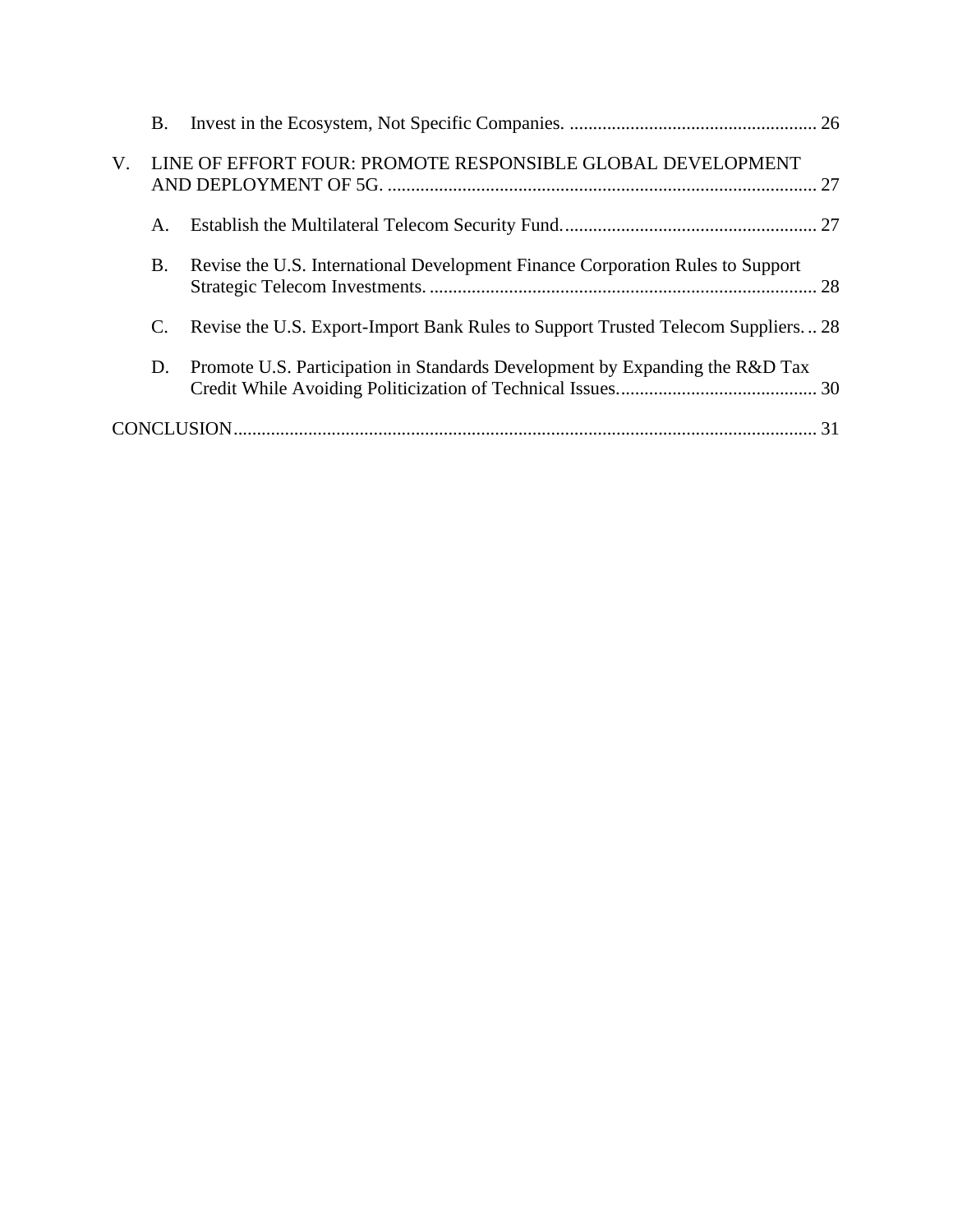- B. Invest in the Ecosystem, Not Specific Companies. .................................................... 26

V. LINE OF EFFORT FOUR: PROMOTE RESPONSIBLE GLOBAL DEVELOPMENT AND DEPLOYMENT OF 5G. ........................................................................................... 27

- A. Establish the Multilateral Telecom Security Fund...................................................... 27
- B. Revise the U.S. International Development Finance Corporation Rules to Support Strategic Telecom Investments. .................................................................................. 28
- C. Revise the U.S. Export-Import Bank Rules to Support Trusted Telecom Suppliers. .. 28
- D. Promote U.S. Participation in Standards Development by Expanding the R&D Tax Credit While Avoiding Politicization of Technical Issues.......................................... 30

CONCLUSION............................................................................................................................ 31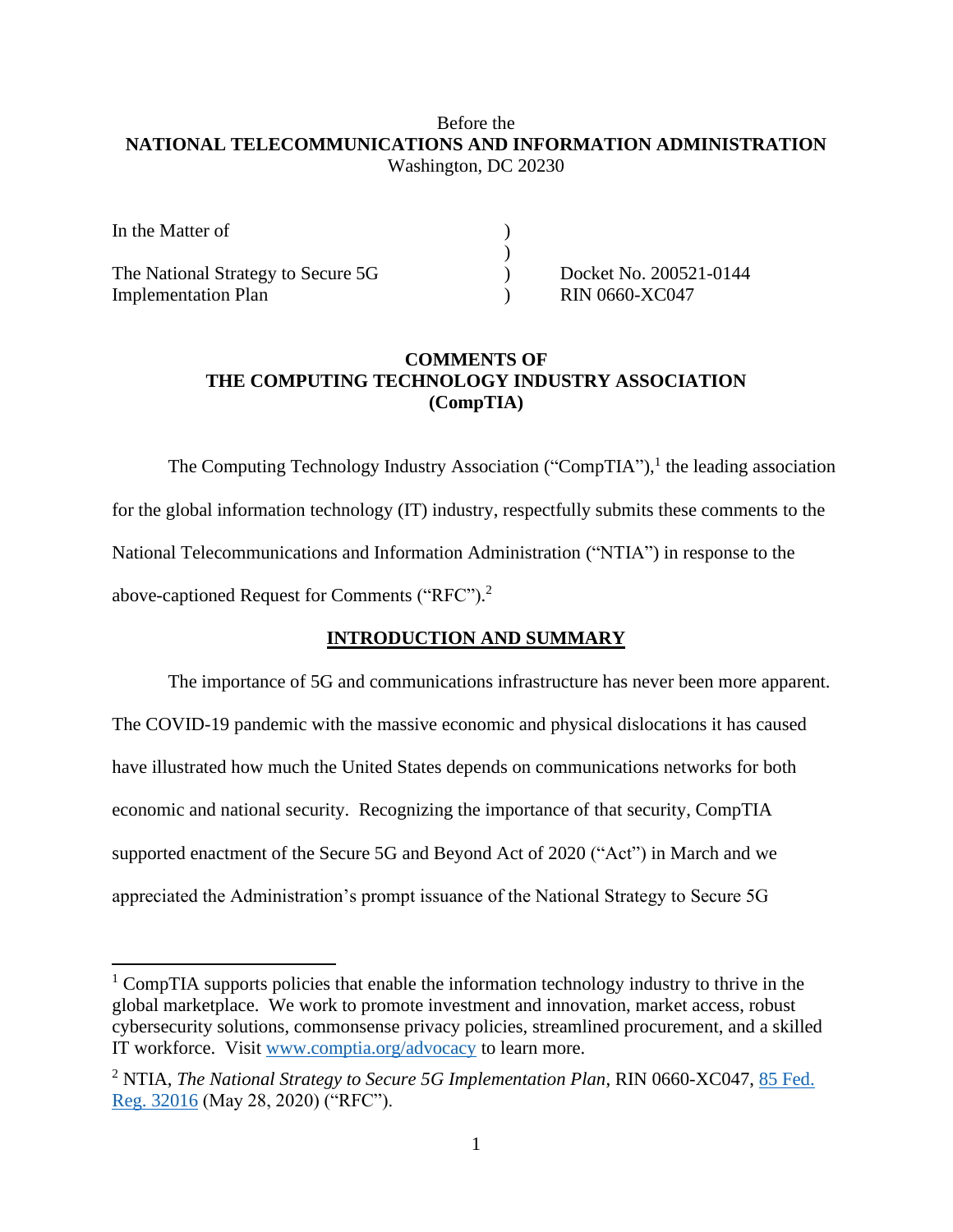Before the

**NATIONAL TELECOMMUNICATIONS AND INFORMATION ADMINISTRATION**

Washington, DC 20230

| | | |
|---|---|---|
| In the Matter of | ) | |
| | ) | |
| The National Strategy to Secure 5G Implementation Plan | ) | Docket No. 200521-0144 |
| | ) | RIN 0660-XC047 |

**COMMENTS OF**
**THE COMPUTING TECHNOLOGY INDUSTRY ASSOCIATION**
**(CompTIA)**

The Computing Technology Industry Association ("CompTIA"),[1] the leading association for the global information technology (IT) industry, respectfully submits these comments to the National Telecommunications and Information Administration ("NTIA") in response to the above-captioned Request for Comments ("RFC").[2]

## INTRODUCTION AND SUMMARY

The importance of 5G and communications infrastructure has never been more apparent. The COVID-19 pandemic with the massive economic and physical dislocations it has caused have illustrated how much the United States depends on communications networks for both economic and national security. Recognizing the importance of that security, CompTIA supported enactment of the Secure 5G and Beyond Act of 2020 ("Act") in March and we appreciated the Administration's prompt issuance of the National Strategy to Secure 5G

---

[1] CompTIA supports policies that enable the information technology industry to thrive in the global marketplace. We work to promote investment and innovation, market access, robust cybersecurity solutions, commonsense privacy policies, streamlined procurement, and a skilled IT workforce. Visit www.comptia.org/advocacy to learn more.

[2] NTIA, *The National Strategy to Secure 5G Implementation Plan*, RIN 0660-XC047, 85 Fed. Reg. 32016 (May 28, 2020) ("RFC").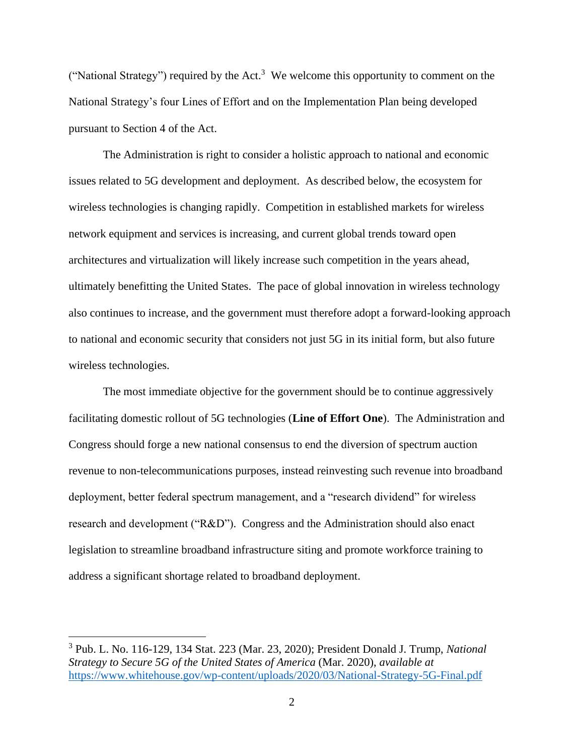("National Strategy") required by the Act.[3] We welcome this opportunity to comment on the National Strategy's four Lines of Effort and on the Implementation Plan being developed pursuant to Section 4 of the Act.

The Administration is right to consider a holistic approach to national and economic issues related to 5G development and deployment. As described below, the ecosystem for wireless technologies is changing rapidly. Competition in established markets for wireless network equipment and services is increasing, and current global trends toward open architectures and virtualization will likely increase such competition in the years ahead, ultimately benefitting the United States. The pace of global innovation in wireless technology also continues to increase, and the government must therefore adopt a forward-looking approach to national and economic security that considers not just 5G in its initial form, but also future wireless technologies.

The most immediate objective for the government should be to continue aggressively facilitating domestic rollout of 5G technologies (**Line of Effort One**). The Administration and Congress should forge a new national consensus to end the diversion of spectrum auction revenue to non-telecommunications purposes, instead reinvesting such revenue into broadband deployment, better federal spectrum management, and a "research dividend" for wireless research and development ("R&D"). Congress and the Administration should also enact legislation to streamline broadband infrastructure siting and promote workforce training to address a significant shortage related to broadband deployment.

---

[3] Pub. L. No. 116-129, 134 Stat. 223 (Mar. 23, 2020); President Donald J. Trump, *National Strategy to Secure 5G of the United States of America* (Mar. 2020), *available at* https://www.whitehouse.gov/wp-content/uploads/2020/03/National-Strategy-5G-Final.pdf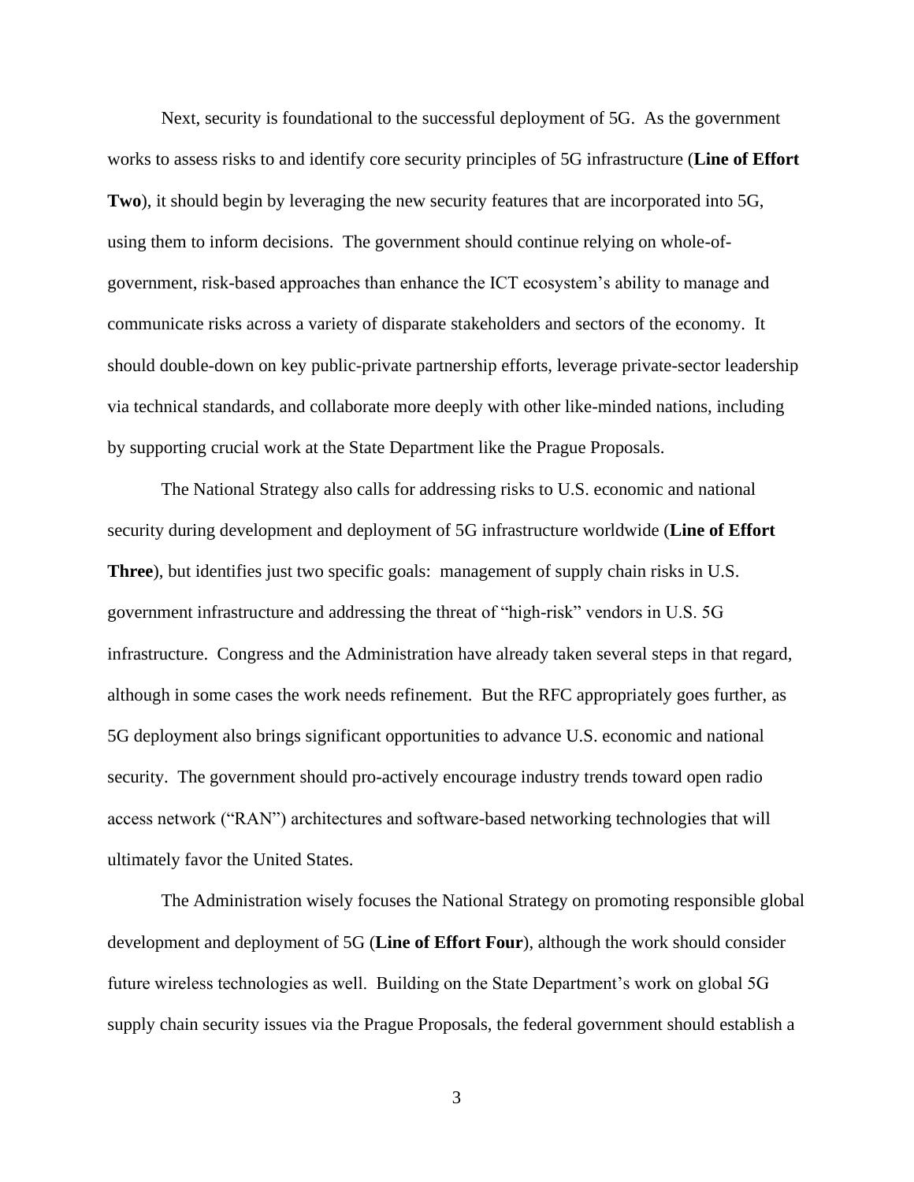Next, security is foundational to the successful deployment of 5G. As the government works to assess risks to and identify core security principles of 5G infrastructure (**Line of Effort Two**), it should begin by leveraging the new security features that are incorporated into 5G, using them to inform decisions. The government should continue relying on whole-of-government, risk-based approaches than enhance the ICT ecosystem's ability to manage and communicate risks across a variety of disparate stakeholders and sectors of the economy. It should double-down on key public-private partnership efforts, leverage private-sector leadership via technical standards, and collaborate more deeply with other like-minded nations, including by supporting crucial work at the State Department like the Prague Proposals.

The National Strategy also calls for addressing risks to U.S. economic and national security during development and deployment of 5G infrastructure worldwide (**Line of Effort Three**), but identifies just two specific goals: management of supply chain risks in U.S. government infrastructure and addressing the threat of "high-risk" vendors in U.S. 5G infrastructure. Congress and the Administration have already taken several steps in that regard, although in some cases the work needs refinement. But the RFC appropriately goes further, as 5G deployment also brings significant opportunities to advance U.S. economic and national security. The government should pro-actively encourage industry trends toward open radio access network ("RAN") architectures and software-based networking technologies that will ultimately favor the United States.

The Administration wisely focuses the National Strategy on promoting responsible global development and deployment of 5G (**Line of Effort Four**), although the work should consider future wireless technologies as well. Building on the State Department's work on global 5G supply chain security issues via the Prague Proposals, the federal government should establish a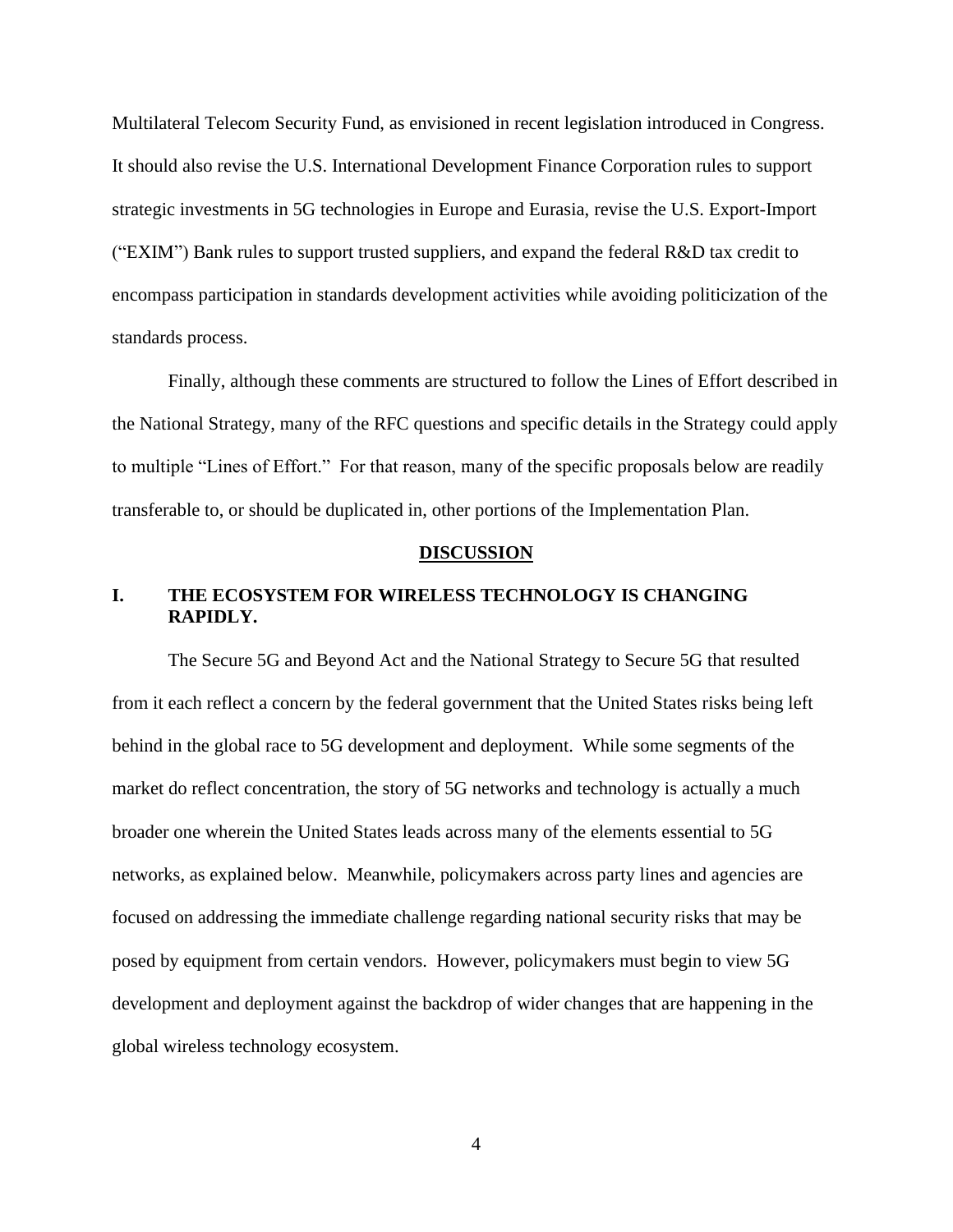Multilateral Telecom Security Fund, as envisioned in recent legislation introduced in Congress. It should also revise the U.S. International Development Finance Corporation rules to support strategic investments in 5G technologies in Europe and Eurasia, revise the U.S. Export-Import ("EXIM") Bank rules to support trusted suppliers, and expand the federal R&D tax credit to encompass participation in standards development activities while avoiding politicization of the standards process.

Finally, although these comments are structured to follow the Lines of Effort described in the National Strategy, many of the RFC questions and specific details in the Strategy could apply to multiple "Lines of Effort." For that reason, many of the specific proposals below are readily transferable to, or should be duplicated in, other portions of the Implementation Plan.

## DISCUSSION

### I. THE ECOSYSTEM FOR WIRELESS TECHNOLOGY IS CHANGING RAPIDLY.

The Secure 5G and Beyond Act and the National Strategy to Secure 5G that resulted from it each reflect a concern by the federal government that the United States risks being left behind in the global race to 5G development and deployment. While some segments of the market do reflect concentration, the story of 5G networks and technology is actually a much broader one wherein the United States leads across many of the elements essential to 5G networks, as explained below. Meanwhile, policymakers across party lines and agencies are focused on addressing the immediate challenge regarding national security risks that may be posed by equipment from certain vendors. However, policymakers must begin to view 5G development and deployment against the backdrop of wider changes that are happening in the global wireless technology ecosystem.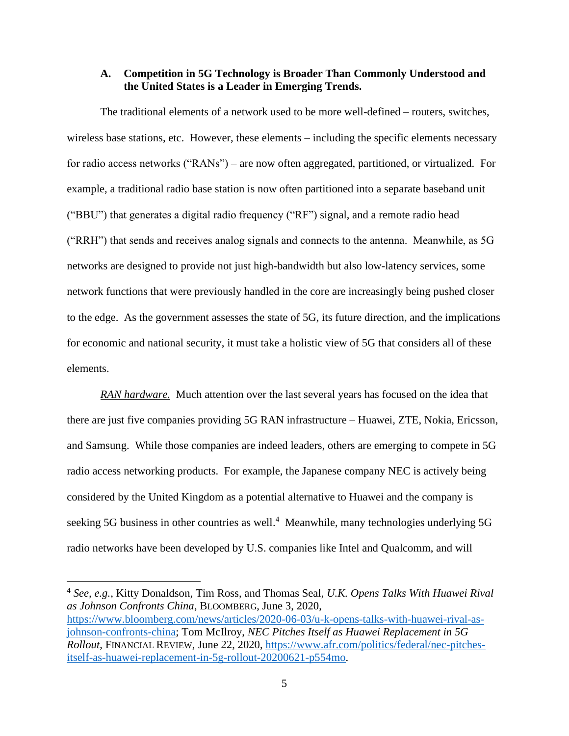### A. Competition in 5G Technology is Broader Than Commonly Understood and the United States is a Leader in Emerging Trends.

The traditional elements of a network used to be more well-defined – routers, switches, wireless base stations, etc. However, these elements – including the specific elements necessary for radio access networks ("RANs") – are now often aggregated, partitioned, or virtualized. For example, a traditional radio base station is now often partitioned into a separate baseband unit ("BBU") that generates a digital radio frequency ("RF") signal, and a remote radio head ("RRH") that sends and receives analog signals and connects to the antenna. Meanwhile, as 5G networks are designed to provide not just high-bandwidth but also low-latency services, some network functions that were previously handled in the core are increasingly being pushed closer to the edge. As the government assesses the state of 5G, its future direction, and the implications for economic and national security, it must take a holistic view of 5G that considers all of these elements.

*RAN hardware.* Much attention over the last several years has focused on the idea that there are just five companies providing 5G RAN infrastructure – Huawei, ZTE, Nokia, Ericsson, and Samsung. While those companies are indeed leaders, others are emerging to compete in 5G radio access networking products. For example, the Japanese company NEC is actively being considered by the United Kingdom as a potential alternative to Huawei and the company is seeking 5G business in other countries as well.[4] Meanwhile, many technologies underlying 5G radio networks have been developed by U.S. companies like Intel and Qualcomm, and will

---

[4] *See, e.g.*, Kitty Donaldson, Tim Ross, and Thomas Seal, *U.K. Opens Talks With Huawei Rival as Johnson Confronts China*, BLOOMBERG, June 3, 2020, https://www.bloomberg.com/news/articles/2020-06-03/u-k-opens-talks-with-huawei-rival-as-johnson-confronts-china; Tom McIlroy, *NEC Pitches Itself as Huawei Replacement in 5G Rollout*, FINANCIAL REVIEW, June 22, 2020, https://www.afr.com/politics/federal/nec-pitches-itself-as-huawei-replacement-in-5g-rollout-20200621-p554mo.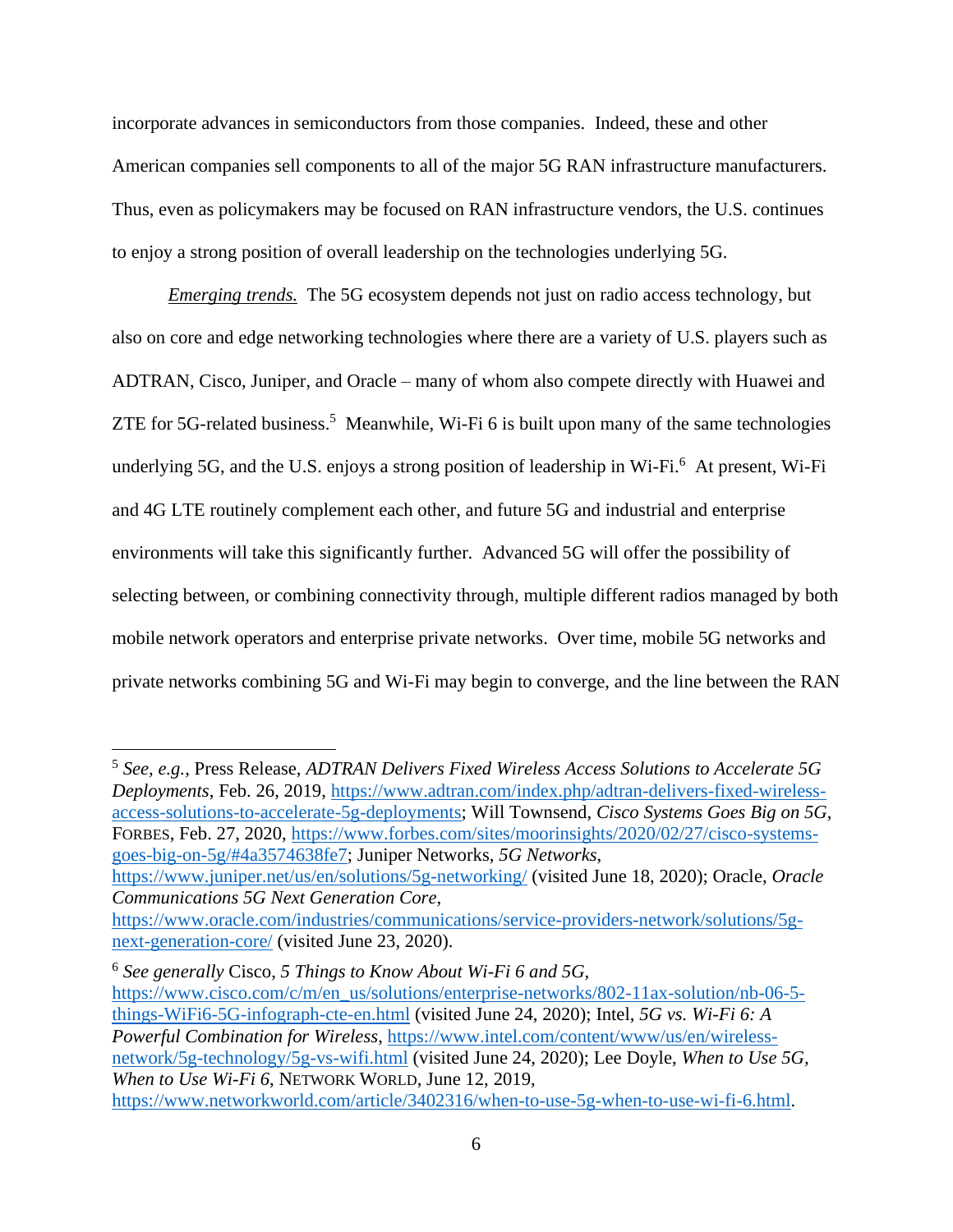incorporate advances in semiconductors from those companies. Indeed, these and other American companies sell components to all of the major 5G RAN infrastructure manufacturers. Thus, even as policymakers may be focused on RAN infrastructure vendors, the U.S. continues to enjoy a strong position of overall leadership on the technologies underlying 5G.

*Emerging trends.* The 5G ecosystem depends not just on radio access technology, but also on core and edge networking technologies where there are a variety of U.S. players such as ADTRAN, Cisco, Juniper, and Oracle – many of whom also compete directly with Huawei and ZTE for 5G-related business.[5] Meanwhile, Wi-Fi 6 is built upon many of the same technologies underlying 5G, and the U.S. enjoys a strong position of leadership in Wi-Fi.[6] At present, Wi-Fi and 4G LTE routinely complement each other, and future 5G and industrial and enterprise environments will take this significantly further. Advanced 5G will offer the possibility of selecting between, or combining connectivity through, multiple different radios managed by both mobile network operators and enterprise private networks. Over time, mobile 5G networks and private networks combining 5G and Wi-Fi may begin to converge, and the line between the RAN

---

[5] *See, e.g.*, Press Release, *ADTRAN Delivers Fixed Wireless Access Solutions to Accelerate 5G Deployments*, Feb. 26, 2019, https://www.adtran.com/index.php/adtran-delivers-fixed-wireless-access-solutions-to-accelerate-5g-deployments; Will Townsend, *Cisco Systems Goes Big on 5G*, FORBES, Feb. 27, 2020, https://www.forbes.com/sites/moorinsights/2020/02/27/cisco-systems-goes-big-on-5g/#4a3574638fe7; Juniper Networks, *5G Networks*, https://www.juniper.net/us/en/solutions/5g-networking/ (visited June 18, 2020); Oracle, *Oracle Communications 5G Next Generation Core*, https://www.oracle.com/industries/communications/service-providers-network/solutions/5g-next-generation-core/ (visited June 23, 2020).

[6] *See generally* Cisco, *5 Things to Know About Wi-Fi 6 and 5G*, https://www.cisco.com/c/m/en_us/solutions/enterprise-networks/802-11ax-solution/nb-06-5-things-WiFi6-5G-infograph-cte-en.html (visited June 24, 2020); Intel, *5G vs. Wi-Fi 6: A Powerful Combination for Wireless*, https://www.intel.com/content/www/us/en/wireless-network/5g-technology/5g-vs-wifi.html (visited June 24, 2020); Lee Doyle, *When to Use 5G, When to Use Wi-Fi 6*, NETWORK WORLD, June 12, 2019, https://www.networkworld.com/article/3402316/when-to-use-5g-when-to-use-wi-fi-6.html.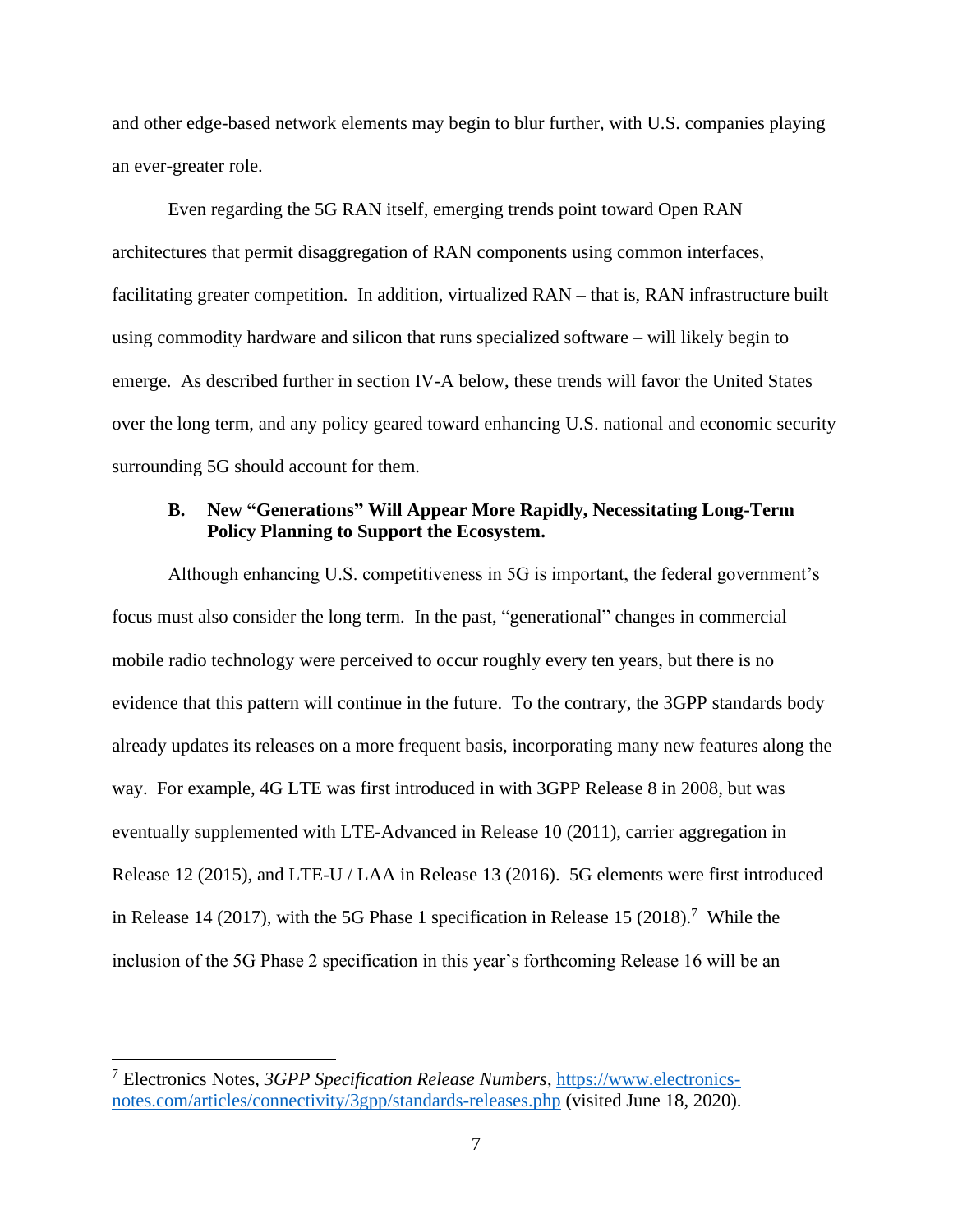and other edge-based network elements may begin to blur further, with U.S. companies playing an ever-greater role.

Even regarding the 5G RAN itself, emerging trends point toward Open RAN architectures that permit disaggregation of RAN components using common interfaces, facilitating greater competition. In addition, virtualized RAN – that is, RAN infrastructure built using commodity hardware and silicon that runs specialized software – will likely begin to emerge. As described further in section IV-A below, these trends will favor the United States over the long term, and any policy geared toward enhancing U.S. national and economic security surrounding 5G should account for them.

### B. New "Generations" Will Appear More Rapidly, Necessitating Long-Term Policy Planning to Support the Ecosystem.

Although enhancing U.S. competitiveness in 5G is important, the federal government's focus must also consider the long term. In the past, "generational" changes in commercial mobile radio technology were perceived to occur roughly every ten years, but there is no evidence that this pattern will continue in the future. To the contrary, the 3GPP standards body already updates its releases on a more frequent basis, incorporating many new features along the way. For example, 4G LTE was first introduced in with 3GPP Release 8 in 2008, but was eventually supplemented with LTE-Advanced in Release 10 (2011), carrier aggregation in Release 12 (2015), and LTE-U / LAA in Release 13 (2016). 5G elements were first introduced in Release 14 (2017), with the 5G Phase 1 specification in Release 15 (2018).[7] While the inclusion of the 5G Phase 2 specification in this year's forthcoming Release 16 will be an

---

[7] Electronics Notes, *3GPP Specification Release Numbers*, https://www.electronics-notes.com/articles/connectivity/3gpp/standards-releases.php (visited June 18, 2020).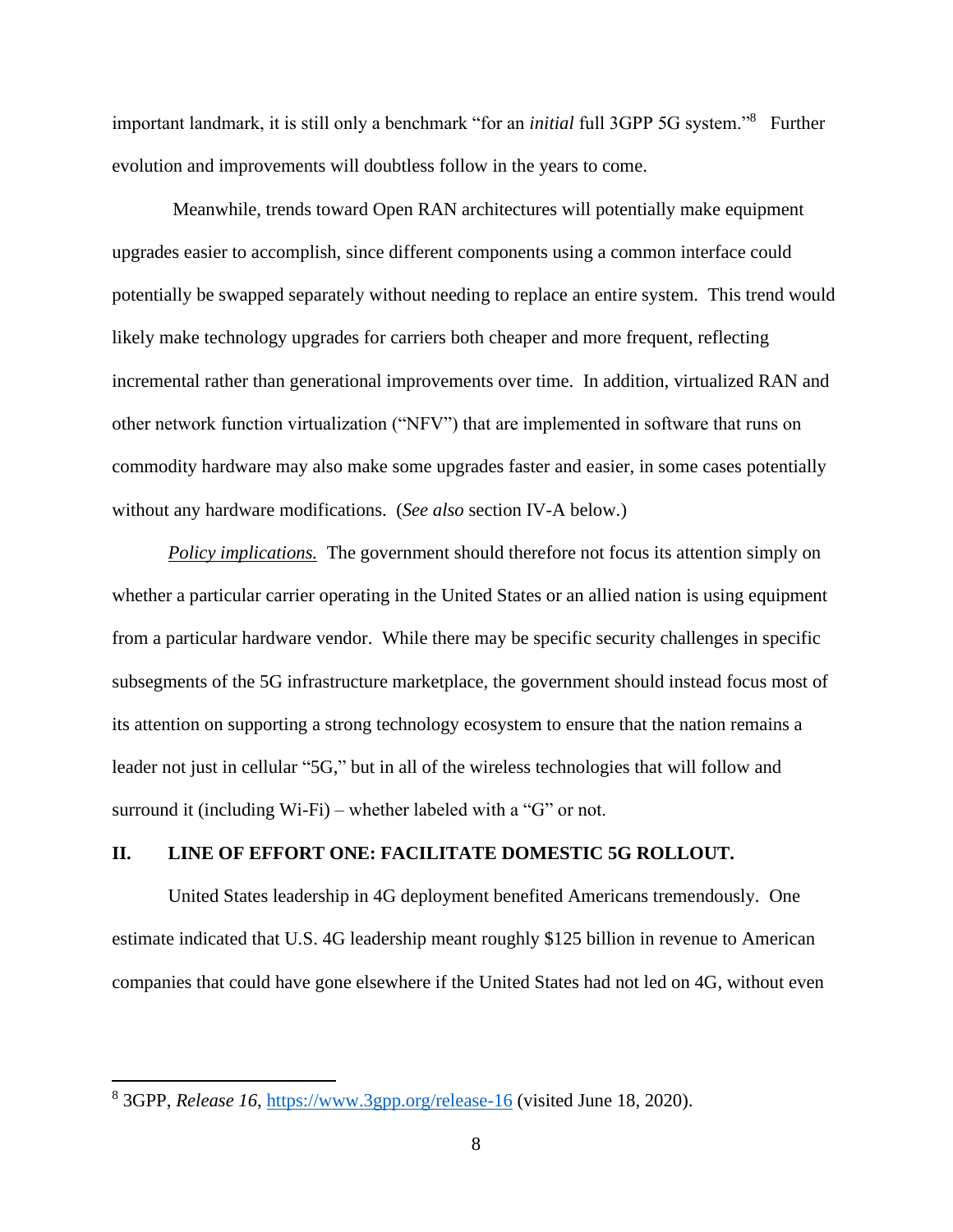important landmark, it is still only a benchmark "for an *initial* full 3GPP 5G system."[8] Further evolution and improvements will doubtless follow in the years to come.

Meanwhile, trends toward Open RAN architectures will potentially make equipment upgrades easier to accomplish, since different components using a common interface could potentially be swapped separately without needing to replace an entire system. This trend would likely make technology upgrades for carriers both cheaper and more frequent, reflecting incremental rather than generational improvements over time. In addition, virtualized RAN and other network function virtualization ("NFV") that are implemented in software that runs on commodity hardware may also make some upgrades faster and easier, in some cases potentially without any hardware modifications. (*See also* section IV-A below.)

***Policy implications.*** The government should therefore not focus its attention simply on whether a particular carrier operating in the United States or an allied nation is using equipment from a particular hardware vendor. While there may be specific security challenges in specific subsegments of the 5G infrastructure marketplace, the government should instead focus most of its attention on supporting a strong technology ecosystem to ensure that the nation remains a leader not just in cellular "5G," but in all of the wireless technologies that will follow and surround it (including Wi-Fi) – whether labeled with a "G" or not.

## II. LINE OF EFFORT ONE: FACILITATE DOMESTIC 5G ROLLOUT.

United States leadership in 4G deployment benefited Americans tremendously. One estimate indicated that U.S. 4G leadership meant roughly $125 billion in revenue to American companies that could have gone elsewhere if the United States had not led on 4G, without even

---

[8] 3GPP, *Release 16*, https://www.3gpp.org/release-16 (visited June 18, 2020).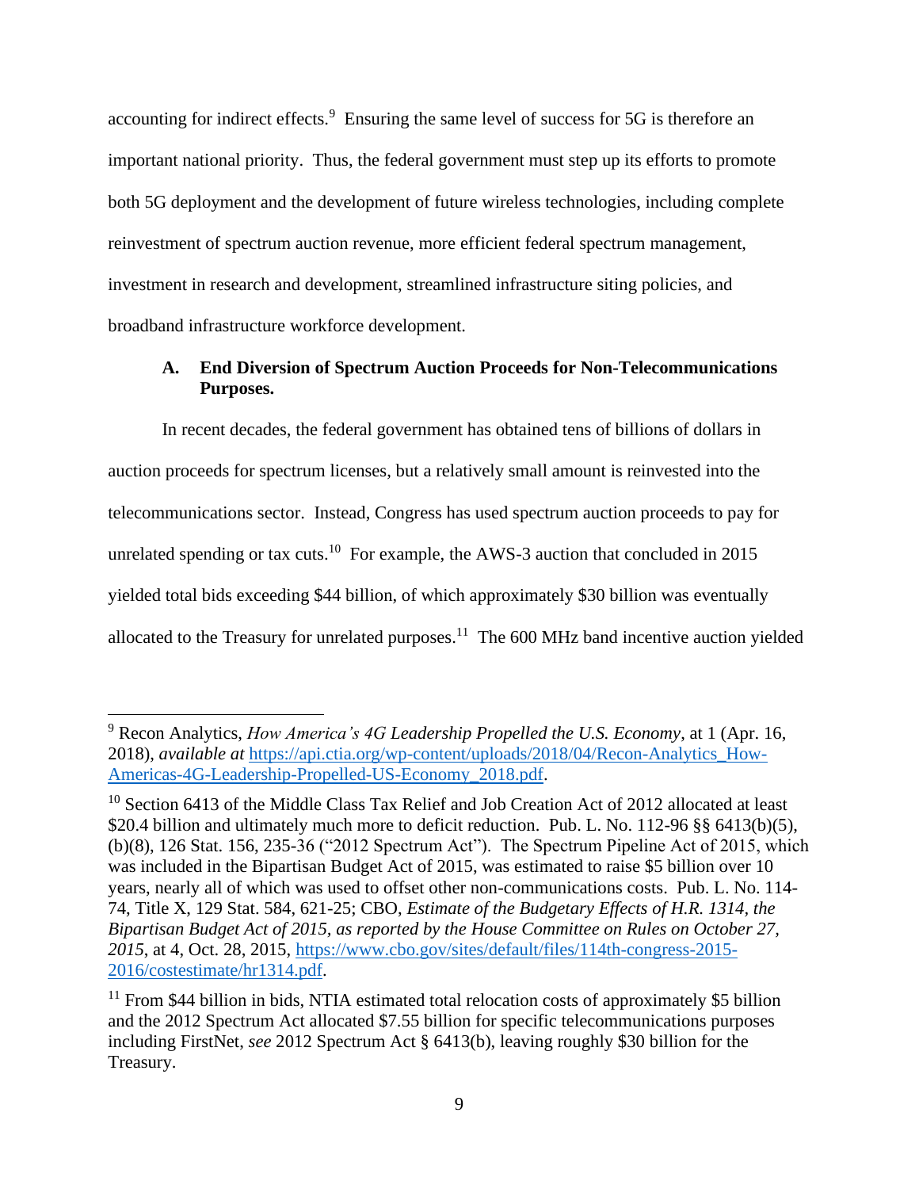accounting for indirect effects.[9] Ensuring the same level of success for 5G is therefore an important national priority. Thus, the federal government must step up its efforts to promote both 5G deployment and the development of future wireless technologies, including complete reinvestment of spectrum auction revenue, more efficient federal spectrum management, investment in research and development, streamlined infrastructure siting policies, and broadband infrastructure workforce development.

### A. End Diversion of Spectrum Auction Proceeds for Non-Telecommunications Purposes.

In recent decades, the federal government has obtained tens of billions of dollars in auction proceeds for spectrum licenses, but a relatively small amount is reinvested into the telecommunications sector. Instead, Congress has used spectrum auction proceeds to pay for unrelated spending or tax cuts.[10] For example, the AWS-3 auction that concluded in 2015 yielded total bids exceeding $44 billion, of which approximately $30 billion was eventually allocated to the Treasury for unrelated purposes.[11] The 600 MHz band incentive auction yielded

---

[9] Recon Analytics, *How America's 4G Leadership Propelled the U.S. Economy*, at 1 (Apr. 16, 2018), *available at* [https://api.ctia.org/wp-content/uploads/2018/04/Recon-Analytics_How-Americas-4G-Leadership-Propelled-US-Economy_2018.pdf](https://api.ctia.org/wp-content/uploads/2018/04/Recon-Analytics_How-Americas-4G-Leadership-Propelled-US-Economy_2018.pdf).

[10] Section 6413 of the Middle Class Tax Relief and Job Creation Act of 2012 allocated at least $20.4 billion and ultimately much more to deficit reduction. Pub. L. No. 112-96 §§ 6413(b)(5), (b)(8), 126 Stat. 156, 235-36 ("2012 Spectrum Act"). The Spectrum Pipeline Act of 2015, which was included in the Bipartisan Budget Act of 2015, was estimated to raise $5 billion over 10 years, nearly all of which was used to offset other non-communications costs. Pub. L. No. 114-74, Title X, 129 Stat. 584, 621-25; CBO, *Estimate of the Budgetary Effects of H.R. 1314, the Bipartisan Budget Act of 2015, as reported by the House Committee on Rules on October 27, 2015*, at 4, Oct. 28, 2015, [https://www.cbo.gov/sites/default/files/114th-congress-2015-2016/costestimate/hr1314.pdf](https://www.cbo.gov/sites/default/files/114th-congress-2015-2016/costestimate/hr1314.pdf).

[11] From $44 billion in bids, NTIA estimated total relocation costs of approximately $5 billion and the 2012 Spectrum Act allocated $7.55 billion for specific telecommunications purposes including FirstNet, *see* 2012 Spectrum Act § 6413(b), leaving roughly $30 billion for the Treasury.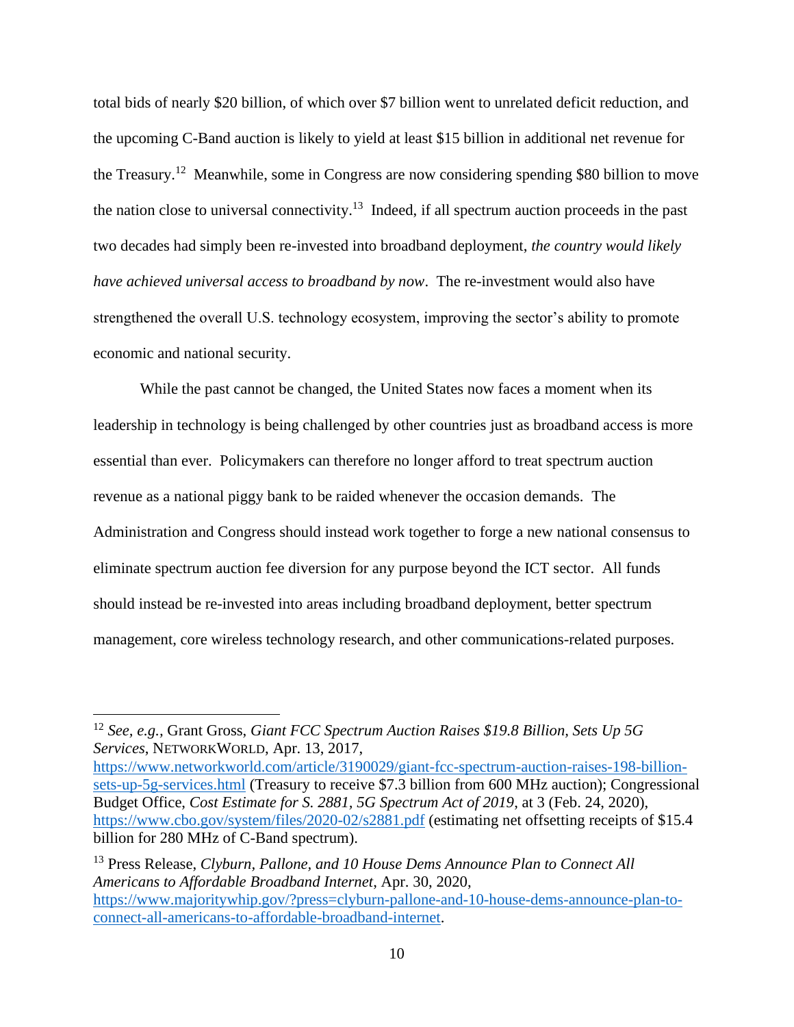total bids of nearly $20 billion, of which over $7 billion went to unrelated deficit reduction, and the upcoming C-Band auction is likely to yield at least $15 billion in additional net revenue for the Treasury.[12] Meanwhile, some in Congress are now considering spending $80 billion to move the nation close to universal connectivity.[13] Indeed, if all spectrum auction proceeds in the past two decades had simply been re-invested into broadband deployment, *the country would likely have achieved universal access to broadband by now*. The re-investment would also have strengthened the overall U.S. technology ecosystem, improving the sector's ability to promote economic and national security.

While the past cannot be changed, the United States now faces a moment when its leadership in technology is being challenged by other countries just as broadband access is more essential than ever. Policymakers can therefore no longer afford to treat spectrum auction revenue as a national piggy bank to be raided whenever the occasion demands. The Administration and Congress should instead work together to forge a new national consensus to eliminate spectrum auction fee diversion for any purpose beyond the ICT sector. All funds should instead be re-invested into areas including broadband deployment, better spectrum management, core wireless technology research, and other communications-related purposes.

---

[12] *See, e.g.*, Grant Gross, *Giant FCC Spectrum Auction Raises $19.8 Billion, Sets Up 5G Services*, NETWORKWORLD, Apr. 13, 2017, https://www.networkworld.com/article/3190029/giant-fcc-spectrum-auction-raises-198-billion-sets-up-5g-services.html (Treasury to receive $7.3 billion from 600 MHz auction); Congressional Budget Office, *Cost Estimate for S. 2881, 5G Spectrum Act of 2019*, at 3 (Feb. 24, 2020), https://www.cbo.gov/system/files/2020-02/s2881.pdf (estimating net offsetting receipts of $15.4 billion for 280 MHz of C-Band spectrum).

[13] Press Release, *Clyburn, Pallone, and 10 House Dems Announce Plan to Connect All Americans to Affordable Broadband Internet*, Apr. 30, 2020, https://www.majoritywhip.gov/?press=clyburn-pallone-and-10-house-dems-announce-plan-to-connect-all-americans-to-affordable-broadband-internet.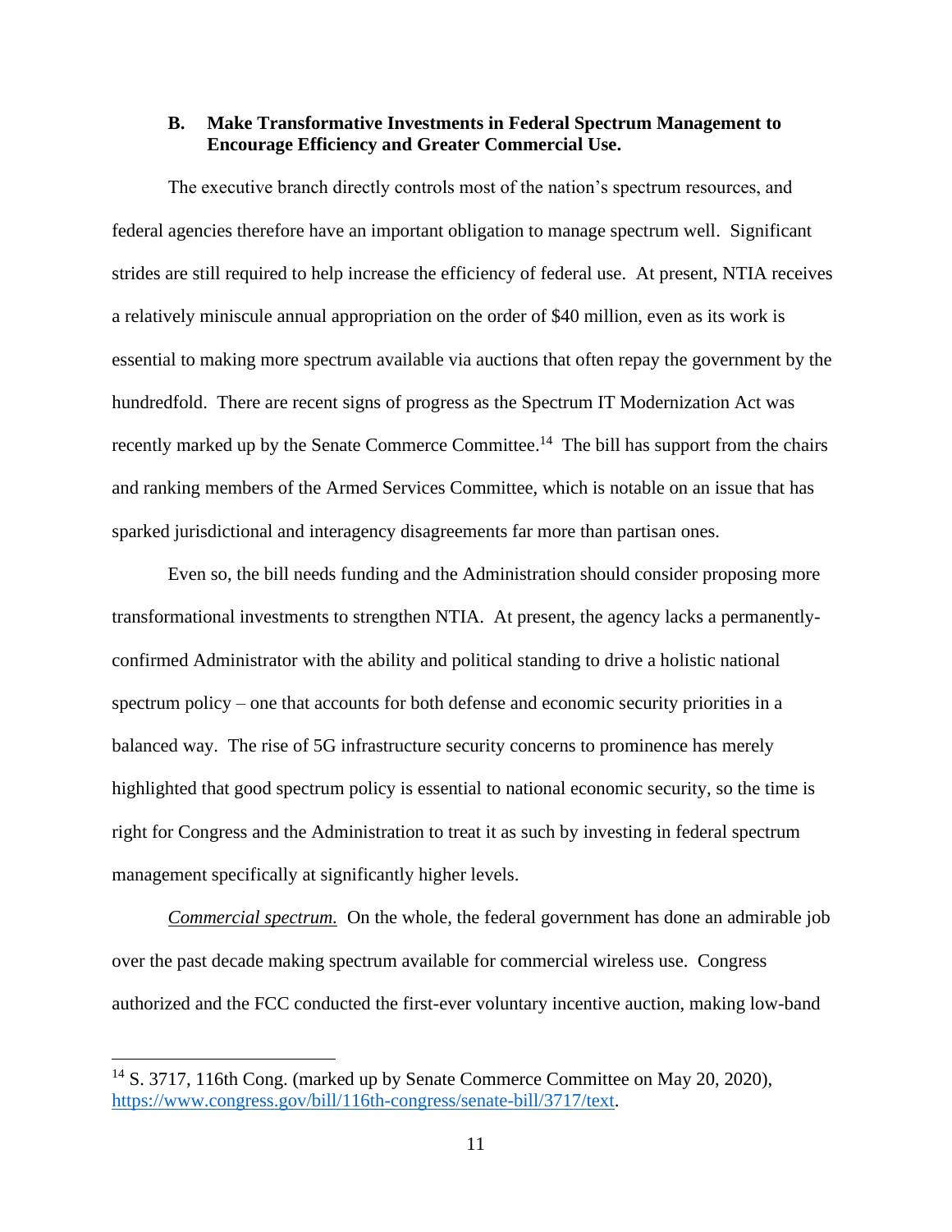### B. Make Transformative Investments in Federal Spectrum Management to Encourage Efficiency and Greater Commercial Use.

The executive branch directly controls most of the nation's spectrum resources, and federal agencies therefore have an important obligation to manage spectrum well. Significant strides are still required to help increase the efficiency of federal use. At present, NTIA receives a relatively miniscule annual appropriation on the order of $40 million, even as its work is essential to making more spectrum available via auctions that often repay the government by the hundredfold. There are recent signs of progress as the Spectrum IT Modernization Act was recently marked up by the Senate Commerce Committee.[14] The bill has support from the chairs and ranking members of the Armed Services Committee, which is notable on an issue that has sparked jurisdictional and interagency disagreements far more than partisan ones.

Even so, the bill needs funding and the Administration should consider proposing more transformational investments to strengthen NTIA. At present, the agency lacks a permanently-confirmed Administrator with the ability and political standing to drive a holistic national spectrum policy – one that accounts for both defense and economic security priorities in a balanced way. The rise of 5G infrastructure security concerns to prominence has merely highlighted that good spectrum policy is essential to national economic security, so the time is right for Congress and the Administration to treat it as such by investing in federal spectrum management specifically at significantly higher levels.

*Commercial spectrum.* On the whole, the federal government has done an admirable job over the past decade making spectrum available for commercial wireless use. Congress authorized and the FCC conducted the first-ever voluntary incentive auction, making low-band

---

[14] S. 3717, 116th Cong. (marked up by Senate Commerce Committee on May 20, 2020), https://www.congress.gov/bill/116th-congress/senate-bill/3717/text.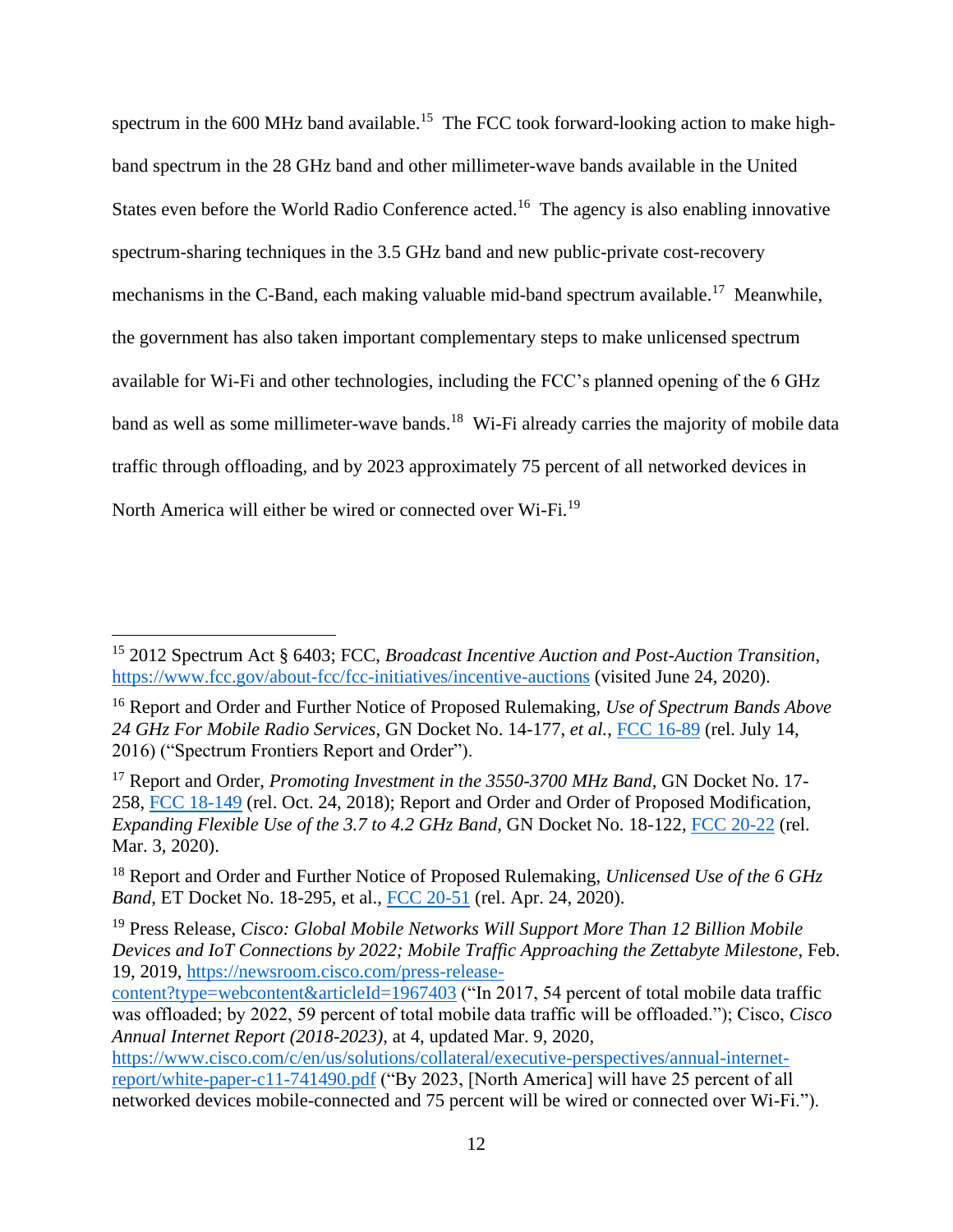spectrum in the 600 MHz band available.[15] The FCC took forward-looking action to make high-band spectrum in the 28 GHz band and other millimeter-wave bands available in the United States even before the World Radio Conference acted.[16] The agency is also enabling innovative spectrum-sharing techniques in the 3.5 GHz band and new public-private cost-recovery mechanisms in the C-Band, each making valuable mid-band spectrum available.[17] Meanwhile, the government has also taken important complementary steps to make unlicensed spectrum available for Wi-Fi and other technologies, including the FCC's planned opening of the 6 GHz band as well as some millimeter-wave bands.[18] Wi-Fi already carries the majority of mobile data traffic through offloading, and by 2023 approximately 75 percent of all networked devices in North America will either be wired or connected over Wi-Fi.[19]

---

[15] 2012 Spectrum Act § 6403; FCC, *Broadcast Incentive Auction and Post-Auction Transition*, https://www.fcc.gov/about-fcc/fcc-initiatives/incentive-auctions (visited June 24, 2020).

[16] Report and Order and Further Notice of Proposed Rulemaking, *Use of Spectrum Bands Above 24 GHz For Mobile Radio Services*, GN Docket No. 14-177, *et al.*, FCC 16-89 (rel. July 14, 2016) ("Spectrum Frontiers Report and Order").

[17] Report and Order, *Promoting Investment in the 3550-3700 MHz Band*, GN Docket No. 17-258, FCC 18-149 (rel. Oct. 24, 2018); Report and Order and Order of Proposed Modification, *Expanding Flexible Use of the 3.7 to 4.2 GHz Band*, GN Docket No. 18-122, FCC 20-22 (rel. Mar. 3, 2020).

[18] Report and Order and Further Notice of Proposed Rulemaking, *Unlicensed Use of the 6 GHz Band*, ET Docket No. 18-295, et al., FCC 20-51 (rel. Apr. 24, 2020).

[19] Press Release, *Cisco: Global Mobile Networks Will Support More Than 12 Billion Mobile Devices and IoT Connections by 2022; Mobile Traffic Approaching the Zettabyte Milestone*, Feb. 19, 2019, https://newsroom.cisco.com/press-release-content?type=webcontent&articleId=1967403 ("In 2017, 54 percent of total mobile data traffic was offloaded; by 2022, 59 percent of total mobile data traffic will be offloaded."); Cisco, *Cisco Annual Internet Report (2018-2023)*, at 4, updated Mar. 9, 2020, https://www.cisco.com/c/en/us/solutions/collateral/executive-perspectives/annual-internet-report/white-paper-c11-741490.pdf ("By 2023, [North America] will have 25 percent of all networked devices mobile-connected and 75 percent will be wired or connected over Wi-Fi.").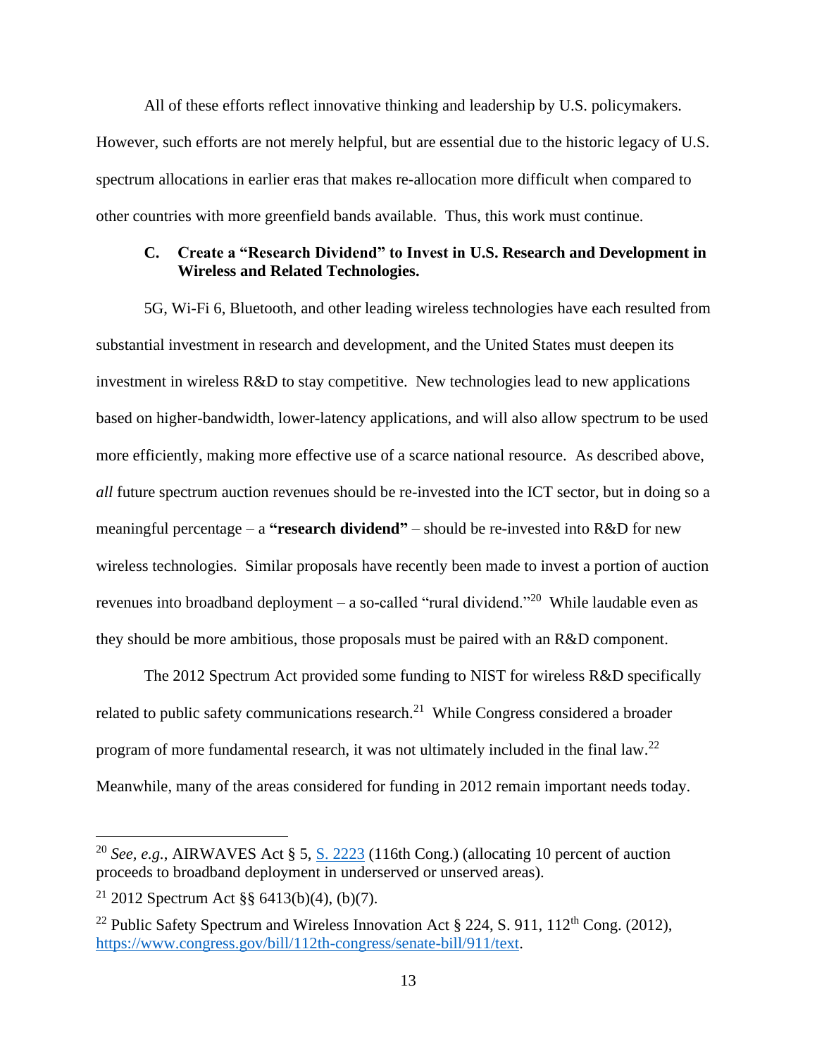All of these efforts reflect innovative thinking and leadership by U.S. policymakers. However, such efforts are not merely helpful, but are essential due to the historic legacy of U.S. spectrum allocations in earlier eras that makes re-allocation more difficult when compared to other countries with more greenfield bands available. Thus, this work must continue.

### C. Create a "Research Dividend" to Invest in U.S. Research and Development in Wireless and Related Technologies.

5G, Wi-Fi 6, Bluetooth, and other leading wireless technologies have each resulted from substantial investment in research and development, and the United States must deepen its investment in wireless R&D to stay competitive. New technologies lead to new applications based on higher-bandwidth, lower-latency applications, and will also allow spectrum to be used more efficiently, making more effective use of a scarce national resource. As described above, *all* future spectrum auction revenues should be re-invested into the ICT sector, but in doing so a meaningful percentage – a **"research dividend"** – should be re-invested into R&D for new wireless technologies. Similar proposals have recently been made to invest a portion of auction revenues into broadband deployment – a so-called "rural dividend."[20] While laudable even as they should be more ambitious, those proposals must be paired with an R&D component.

The 2012 Spectrum Act provided some funding to NIST for wireless R&D specifically related to public safety communications research.[21] While Congress considered a broader program of more fundamental research, it was not ultimately included in the final law.[22] Meanwhile, many of the areas considered for funding in 2012 remain important needs today.

---

[20] *See, e.g.*, AIRWAVES Act § 5, S. 2223 (116th Cong.) (allocating 10 percent of auction proceeds to broadband deployment in underserved or unserved areas).

[21] 2012 Spectrum Act §§ 6413(b)(4), (b)(7).

[22] Public Safety Spectrum and Wireless Innovation Act § 224, S. 911, 112th Cong. (2012), https://www.congress.gov/bill/112th-congress/senate-bill/911/text.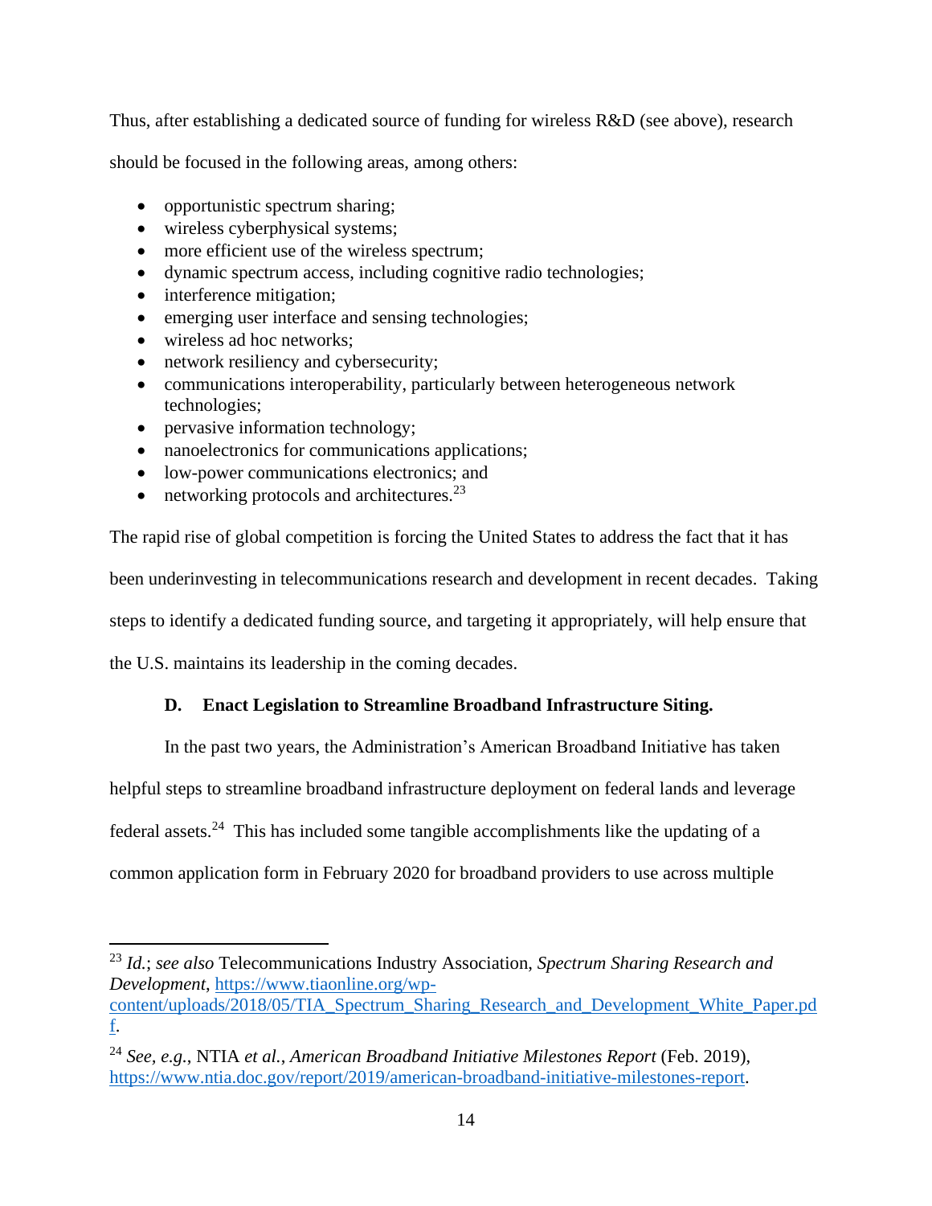Thus, after establishing a dedicated source of funding for wireless R&D (see above), research should be focused in the following areas, among others:

- opportunistic spectrum sharing;
- wireless cyberphysical systems;
- more efficient use of the wireless spectrum;
- dynamic spectrum access, including cognitive radio technologies;
- interference mitigation;
- emerging user interface and sensing technologies;
- wireless ad hoc networks;
- network resiliency and cybersecurity;
- communications interoperability, particularly between heterogeneous network technologies;
- pervasive information technology;
- nanoelectronics for communications applications;
- low-power communications electronics; and
- networking protocols and architectures.[23]

The rapid rise of global competition is forcing the United States to address the fact that it has been underinvesting in telecommunications research and development in recent decades. Taking steps to identify a dedicated funding source, and targeting it appropriately, will help ensure that the U.S. maintains its leadership in the coming decades.

### D. Enact Legislation to Streamline Broadband Infrastructure Siting.

In the past two years, the Administration's American Broadband Initiative has taken helpful steps to streamline broadband infrastructure deployment on federal lands and leverage federal assets.[24] This has included some tangible accomplishments like the updating of a common application form in February 2020 for broadband providers to use across multiple

---

[23] *Id.*; *see also* Telecommunications Industry Association, *Spectrum Sharing Research and Development*, https://www.tiaonline.org/wp-content/uploads/2018/05/TIA_Spectrum_Sharing_Research_and_Development_White_Paper.pdf.

[24] *See, e.g.*, NTIA *et al.*, *American Broadband Initiative Milestones Report* (Feb. 2019), https://www.ntia.doc.gov/report/2019/american-broadband-initiative-milestones-report.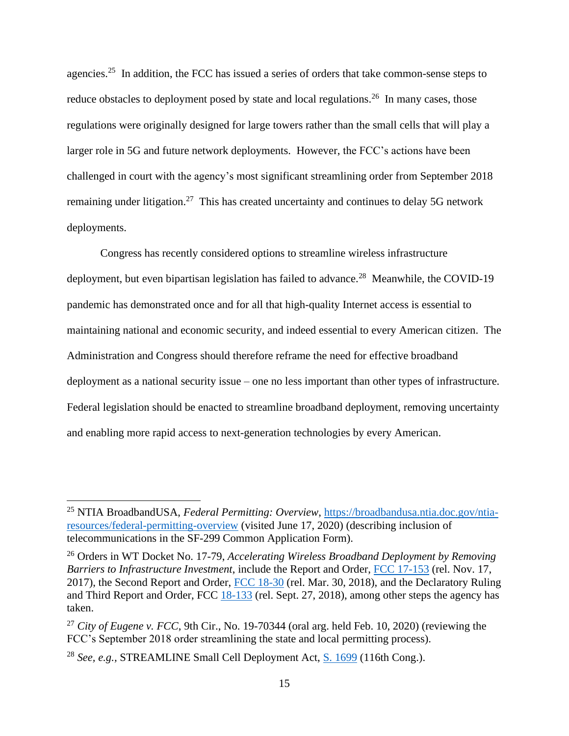agencies.[25] In addition, the FCC has issued a series of orders that take common-sense steps to reduce obstacles to deployment posed by state and local regulations.[26] In many cases, those regulations were originally designed for large towers rather than the small cells that will play a larger role in 5G and future network deployments. However, the FCC's actions have been challenged in court with the agency's most significant streamlining order from September 2018 remaining under litigation.[27] This has created uncertainty and continues to delay 5G network deployments.

Congress has recently considered options to streamline wireless infrastructure deployment, but even bipartisan legislation has failed to advance.[28] Meanwhile, the COVID-19 pandemic has demonstrated once and for all that high-quality Internet access is essential to maintaining national and economic security, and indeed essential to every American citizen. The Administration and Congress should therefore reframe the need for effective broadband deployment as a national security issue – one no less important than other types of infrastructure. Federal legislation should be enacted to streamline broadband deployment, removing uncertainty and enabling more rapid access to next-generation technologies by every American.

---

[25] NTIA BroadbandUSA, *Federal Permitting: Overview*, [https://broadbandusa.ntia.doc.gov/ntia-resources/federal-permitting-overview](https://broadbandusa.ntia.doc.gov/ntia-resources/federal-permitting-overview) (visited June 17, 2020) (describing inclusion of telecommunications in the SF-299 Common Application Form).

[26] Orders in WT Docket No. 17-79, *Accelerating Wireless Broadband Deployment by Removing Barriers to Infrastructure Investment*, include the Report and Order, FCC 17-153 (rel. Nov. 17, 2017), the Second Report and Order, FCC 18-30 (rel. Mar. 30, 2018), and the Declaratory Ruling and Third Report and Order, FCC 18-133 (rel. Sept. 27, 2018), among other steps the agency has taken.

[27] *City of Eugene v. FCC*, 9th Cir., No. 19-70344 (oral arg. held Feb. 10, 2020) (reviewing the FCC's September 2018 order streamlining the state and local permitting process).

[28] *See, e.g.*, STREAMLINE Small Cell Deployment Act, S. 1699 (116th Cong.).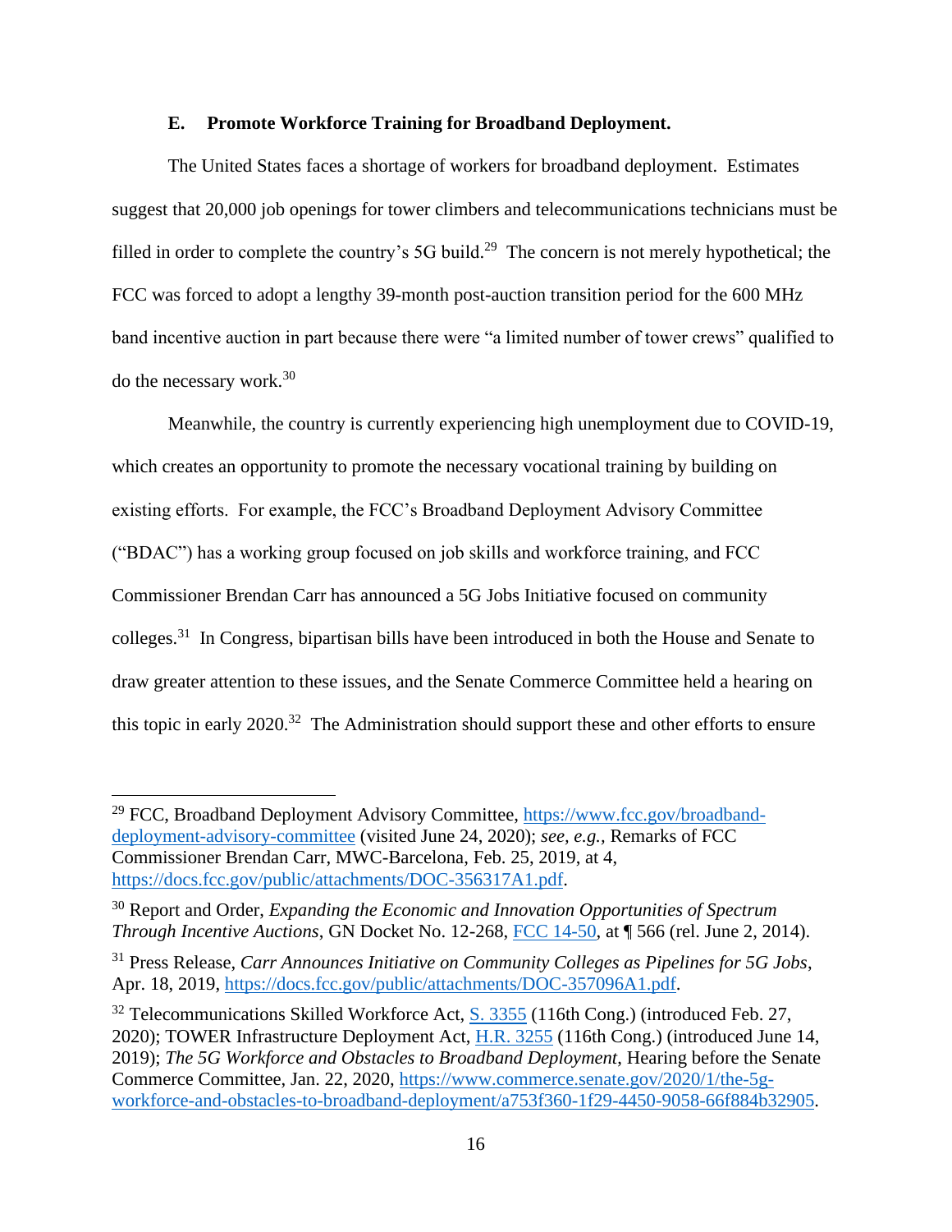### E. Promote Workforce Training for Broadband Deployment.

The United States faces a shortage of workers for broadband deployment. Estimates suggest that 20,000 job openings for tower climbers and telecommunications technicians must be filled in order to complete the country's 5G build.[29] The concern is not merely hypothetical; the FCC was forced to adopt a lengthy 39-month post-auction transition period for the 600 MHz band incentive auction in part because there were "a limited number of tower crews" qualified to do the necessary work.[30]

Meanwhile, the country is currently experiencing high unemployment due to COVID-19, which creates an opportunity to promote the necessary vocational training by building on existing efforts. For example, the FCC's Broadband Deployment Advisory Committee ("BDAC") has a working group focused on job skills and workforce training, and FCC Commissioner Brendan Carr has announced a 5G Jobs Initiative focused on community colleges.[31] In Congress, bipartisan bills have been introduced in both the House and Senate to draw greater attention to these issues, and the Senate Commerce Committee held a hearing on this topic in early 2020.[32] The Administration should support these and other efforts to ensure

---

[29] FCC, Broadband Deployment Advisory Committee, https://www.fcc.gov/broadband-deployment-advisory-committee (visited June 24, 2020); *see, e.g.,* Remarks of FCC Commissioner Brendan Carr, MWC-Barcelona, Feb. 25, 2019, at 4, https://docs.fcc.gov/public/attachments/DOC-356317A1.pdf.

[30] Report and Order, *Expanding the Economic and Innovation Opportunities of Spectrum Through Incentive Auctions*, GN Docket No. 12-268, FCC 14-50, at ¶ 566 (rel. June 2, 2014).

[31] Press Release, *Carr Announces Initiative on Community Colleges as Pipelines for 5G Jobs*, Apr. 18, 2019, https://docs.fcc.gov/public/attachments/DOC-357096A1.pdf.

[32] Telecommunications Skilled Workforce Act, S. 3355 (116th Cong.) (introduced Feb. 27, 2020); TOWER Infrastructure Deployment Act, H.R. 3255 (116th Cong.) (introduced June 14, 2019); *The 5G Workforce and Obstacles to Broadband Deployment*, Hearing before the Senate Commerce Committee, Jan. 22, 2020, https://www.commerce.senate.gov/2020/1/the-5g-workforce-and-obstacles-to-broadband-deployment/a753f360-1f29-4450-9058-66f884b32905.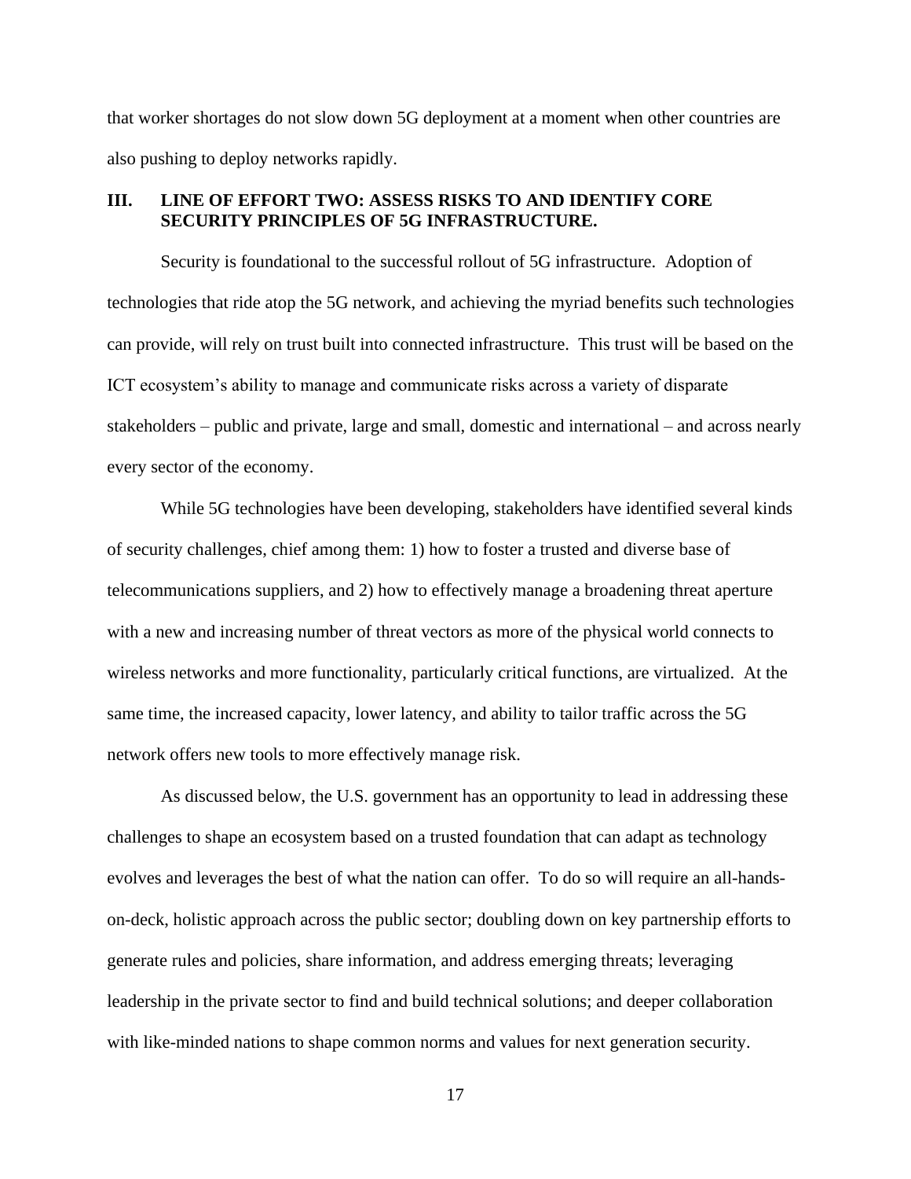that worker shortages do not slow down 5G deployment at a moment when other countries are also pushing to deploy networks rapidly.

## III. LINE OF EFFORT TWO: ASSESS RISKS TO AND IDENTIFY CORE SECURITY PRINCIPLES OF 5G INFRASTRUCTURE.

Security is foundational to the successful rollout of 5G infrastructure. Adoption of technologies that ride atop the 5G network, and achieving the myriad benefits such technologies can provide, will rely on trust built into connected infrastructure. This trust will be based on the ICT ecosystem's ability to manage and communicate risks across a variety of disparate stakeholders – public and private, large and small, domestic and international – and across nearly every sector of the economy.

While 5G technologies have been developing, stakeholders have identified several kinds of security challenges, chief among them: 1) how to foster a trusted and diverse base of telecommunications suppliers, and 2) how to effectively manage a broadening threat aperture with a new and increasing number of threat vectors as more of the physical world connects to wireless networks and more functionality, particularly critical functions, are virtualized. At the same time, the increased capacity, lower latency, and ability to tailor traffic across the 5G network offers new tools to more effectively manage risk.

As discussed below, the U.S. government has an opportunity to lead in addressing these challenges to shape an ecosystem based on a trusted foundation that can adapt as technology evolves and leverages the best of what the nation can offer. To do so will require an all-hands-on-deck, holistic approach across the public sector; doubling down on key partnership efforts to generate rules and policies, share information, and address emerging threats; leveraging leadership in the private sector to find and build technical solutions; and deeper collaboration with like-minded nations to shape common norms and values for next generation security.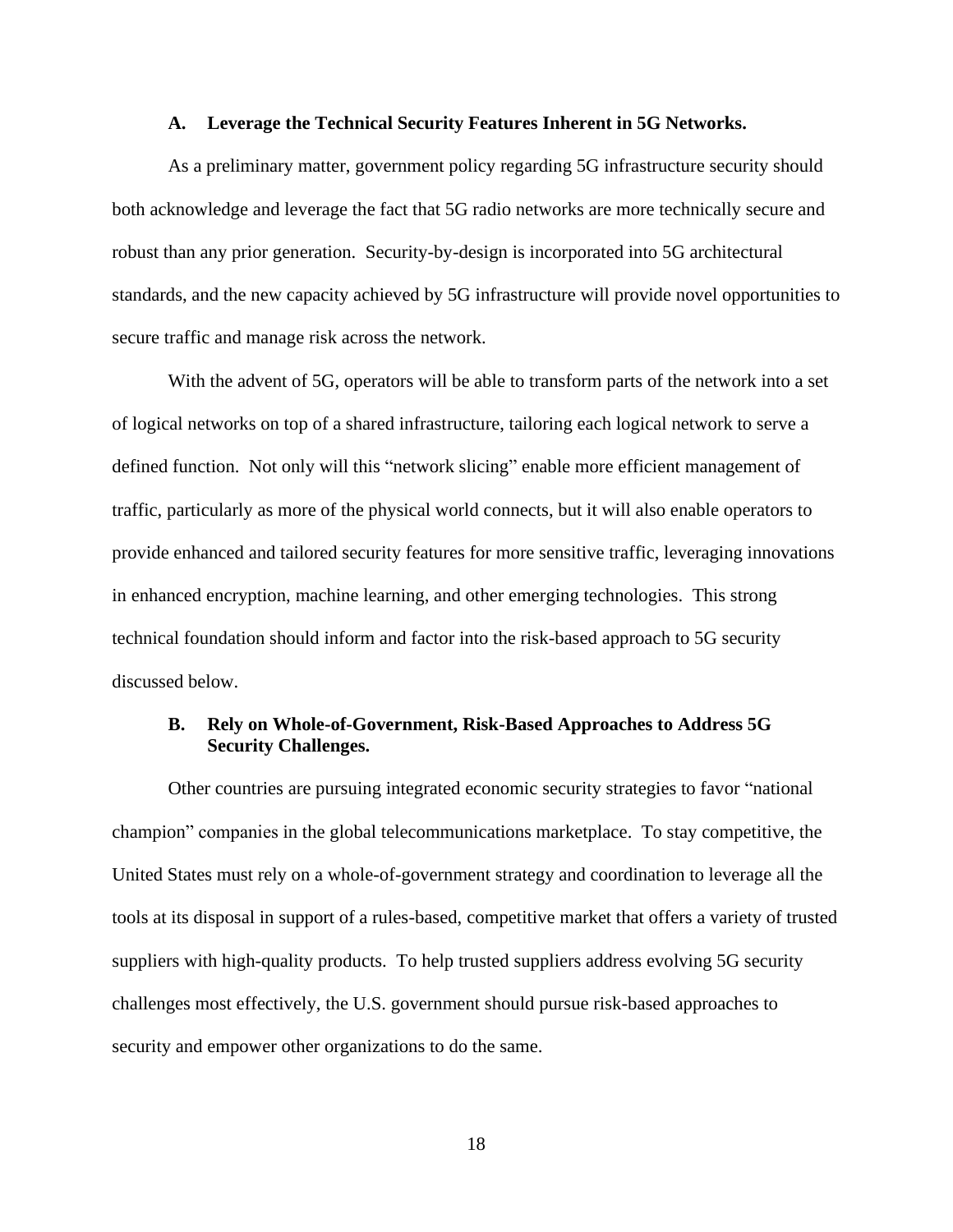### A. Leverage the Technical Security Features Inherent in 5G Networks.

As a preliminary matter, government policy regarding 5G infrastructure security should both acknowledge and leverage the fact that 5G radio networks are more technically secure and robust than any prior generation. Security-by-design is incorporated into 5G architectural standards, and the new capacity achieved by 5G infrastructure will provide novel opportunities to secure traffic and manage risk across the network.

With the advent of 5G, operators will be able to transform parts of the network into a set of logical networks on top of a shared infrastructure, tailoring each logical network to serve a defined function. Not only will this "network slicing" enable more efficient management of traffic, particularly as more of the physical world connects, but it will also enable operators to provide enhanced and tailored security features for more sensitive traffic, leveraging innovations in enhanced encryption, machine learning, and other emerging technologies. This strong technical foundation should inform and factor into the risk-based approach to 5G security discussed below.

### B. Rely on Whole-of-Government, Risk-Based Approaches to Address 5G Security Challenges.

Other countries are pursuing integrated economic security strategies to favor "national champion" companies in the global telecommunications marketplace. To stay competitive, the United States must rely on a whole-of-government strategy and coordination to leverage all the tools at its disposal in support of a rules-based, competitive market that offers a variety of trusted suppliers with high-quality products. To help trusted suppliers address evolving 5G security challenges most effectively, the U.S. government should pursue risk-based approaches to security and empower other organizations to do the same.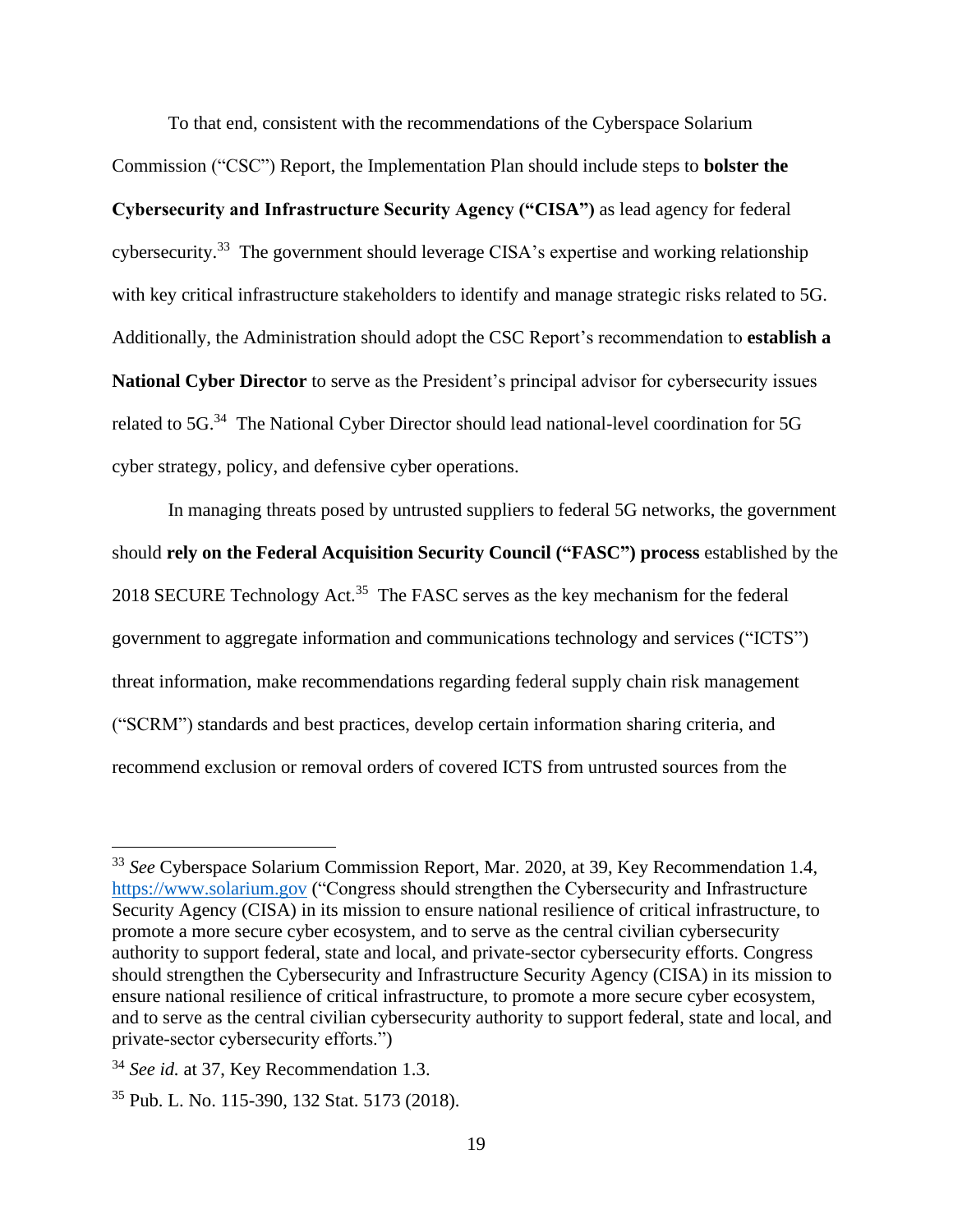To that end, consistent with the recommendations of the Cyberspace Solarium Commission ("CSC") Report, the Implementation Plan should include steps to **bolster the Cybersecurity and Infrastructure Security Agency ("CISA")** as lead agency for federal cybersecurity.[33] The government should leverage CISA's expertise and working relationship with key critical infrastructure stakeholders to identify and manage strategic risks related to 5G. Additionally, the Administration should adopt the CSC Report's recommendation to **establish a National Cyber Director** to serve as the President's principal advisor for cybersecurity issues related to 5G.[34] The National Cyber Director should lead national-level coordination for 5G cyber strategy, policy, and defensive cyber operations.

In managing threats posed by untrusted suppliers to federal 5G networks, the government should **rely on the Federal Acquisition Security Council ("FASC") process** established by the 2018 SECURE Technology Act.[35] The FASC serves as the key mechanism for the federal government to aggregate information and communications technology and services ("ICTS") threat information, make recommendations regarding federal supply chain risk management ("SCRM") standards and best practices, develop certain information sharing criteria, and recommend exclusion or removal orders of covered ICTS from untrusted sources from the

---

[33] *See* Cyberspace Solarium Commission Report, Mar. 2020, at 39, Key Recommendation 1.4, https://www.solarium.gov ("Congress should strengthen the Cybersecurity and Infrastructure Security Agency (CISA) in its mission to ensure national resilience of critical infrastructure, to promote a more secure cyber ecosystem, and to serve as the central civilian cybersecurity authority to support federal, state and local, and private-sector cybersecurity efforts. Congress should strengthen the Cybersecurity and Infrastructure Security Agency (CISA) in its mission to ensure national resilience of critical infrastructure, to promote a more secure cyber ecosystem, and to serve as the central civilian cybersecurity authority to support federal, state and local, and private-sector cybersecurity efforts.")

[34] *See id.* at 37, Key Recommendation 1.3.

[35] Pub. L. No. 115-390, 132 Stat. 5173 (2018).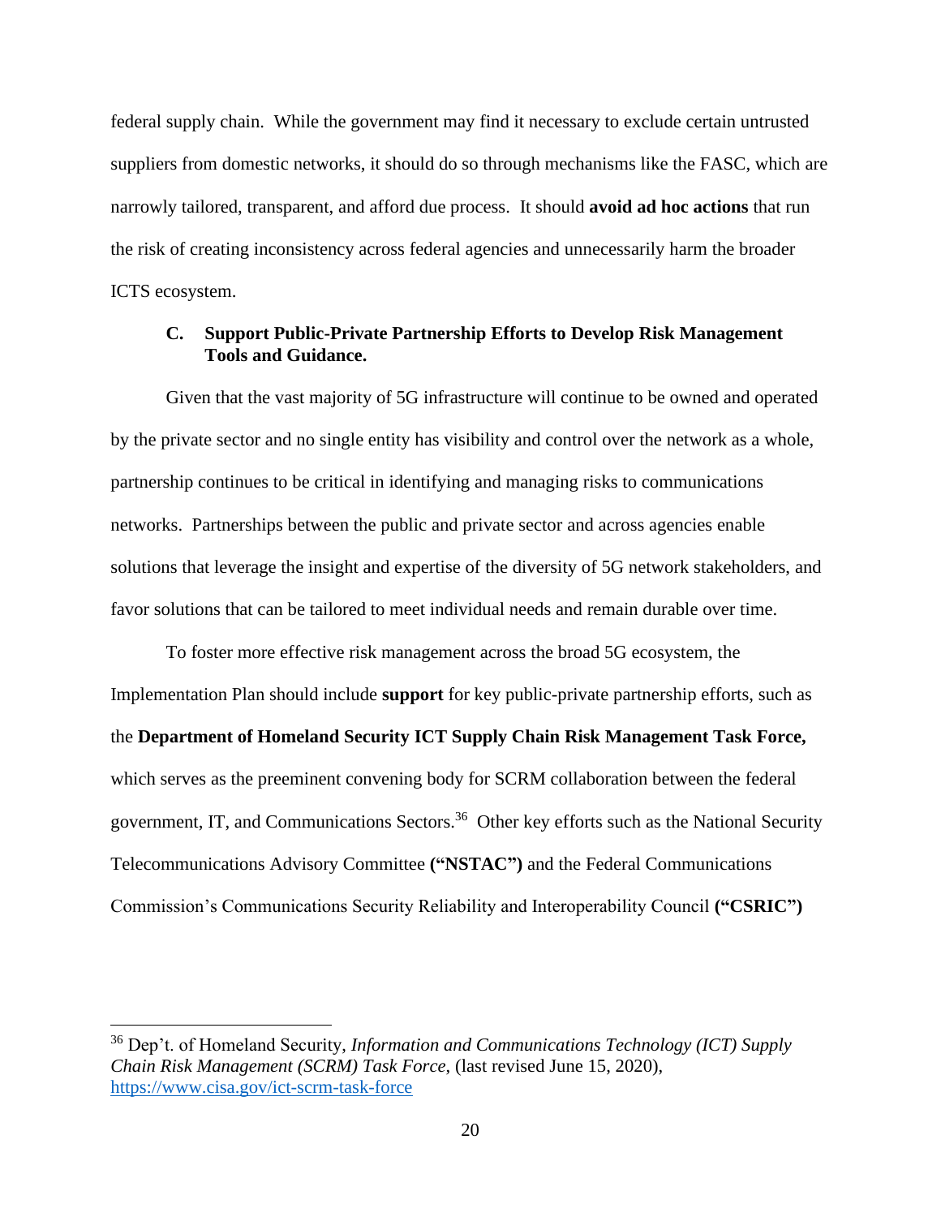federal supply chain. While the government may find it necessary to exclude certain untrusted suppliers from domestic networks, it should do so through mechanisms like the FASC, which are narrowly tailored, transparent, and afford due process. It should **avoid ad hoc actions** that run the risk of creating inconsistency across federal agencies and unnecessarily harm the broader ICTS ecosystem.

### C. Support Public-Private Partnership Efforts to Develop Risk Management Tools and Guidance.

Given that the vast majority of 5G infrastructure will continue to be owned and operated by the private sector and no single entity has visibility and control over the network as a whole, partnership continues to be critical in identifying and managing risks to communications networks. Partnerships between the public and private sector and across agencies enable solutions that leverage the insight and expertise of the diversity of 5G network stakeholders, and favor solutions that can be tailored to meet individual needs and remain durable over time.

To foster more effective risk management across the broad 5G ecosystem, the Implementation Plan should include **support** for key public-private partnership efforts, such as the **Department of Homeland Security ICT Supply Chain Risk Management Task Force,** which serves as the preeminent convening body for SCRM collaboration between the federal government, IT, and Communications Sectors.[36] Other key efforts such as the National Security Telecommunications Advisory Committee **("NSTAC")** and the Federal Communications Commission's Communications Security Reliability and Interoperability Council **("CSRIC")**

---

[36] Dep't. of Homeland Security, *Information and Communications Technology (ICT) Supply Chain Risk Management (SCRM) Task Force*, (last revised June 15, 2020), https://www.cisa.gov/ict-scrm-task-force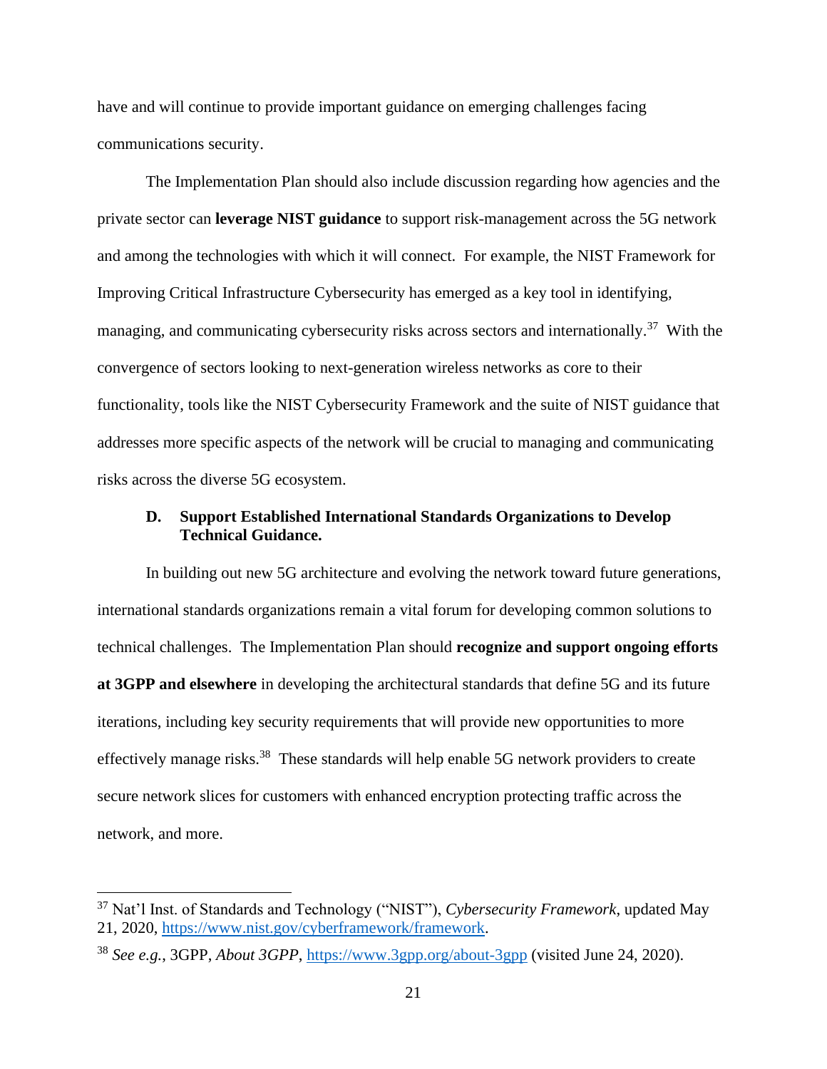have and will continue to provide important guidance on emerging challenges facing communications security.

The Implementation Plan should also include discussion regarding how agencies and the private sector can **leverage NIST guidance** to support risk-management across the 5G network and among the technologies with which it will connect. For example, the NIST Framework for Improving Critical Infrastructure Cybersecurity has emerged as a key tool in identifying, managing, and communicating cybersecurity risks across sectors and internationally.[37] With the convergence of sectors looking to next-generation wireless networks as core to their functionality, tools like the NIST Cybersecurity Framework and the suite of NIST guidance that addresses more specific aspects of the network will be crucial to managing and communicating risks across the diverse 5G ecosystem.

### D. Support Established International Standards Organizations to Develop Technical Guidance.

In building out new 5G architecture and evolving the network toward future generations, international standards organizations remain a vital forum for developing common solutions to technical challenges. The Implementation Plan should **recognize and support ongoing efforts at 3GPP and elsewhere** in developing the architectural standards that define 5G and its future iterations, including key security requirements that will provide new opportunities to more effectively manage risks.[38] These standards will help enable 5G network providers to create secure network slices for customers with enhanced encryption protecting traffic across the network, and more.

---

[37] Nat'l Inst. of Standards and Technology ("NIST"), *Cybersecurity Framework*, updated May 21, 2020, https://www.nist.gov/cyberframework/framework.

[38] *See e.g.*, 3GPP, *About 3GPP*, https://www.3gpp.org/about-3gpp (visited June 24, 2020).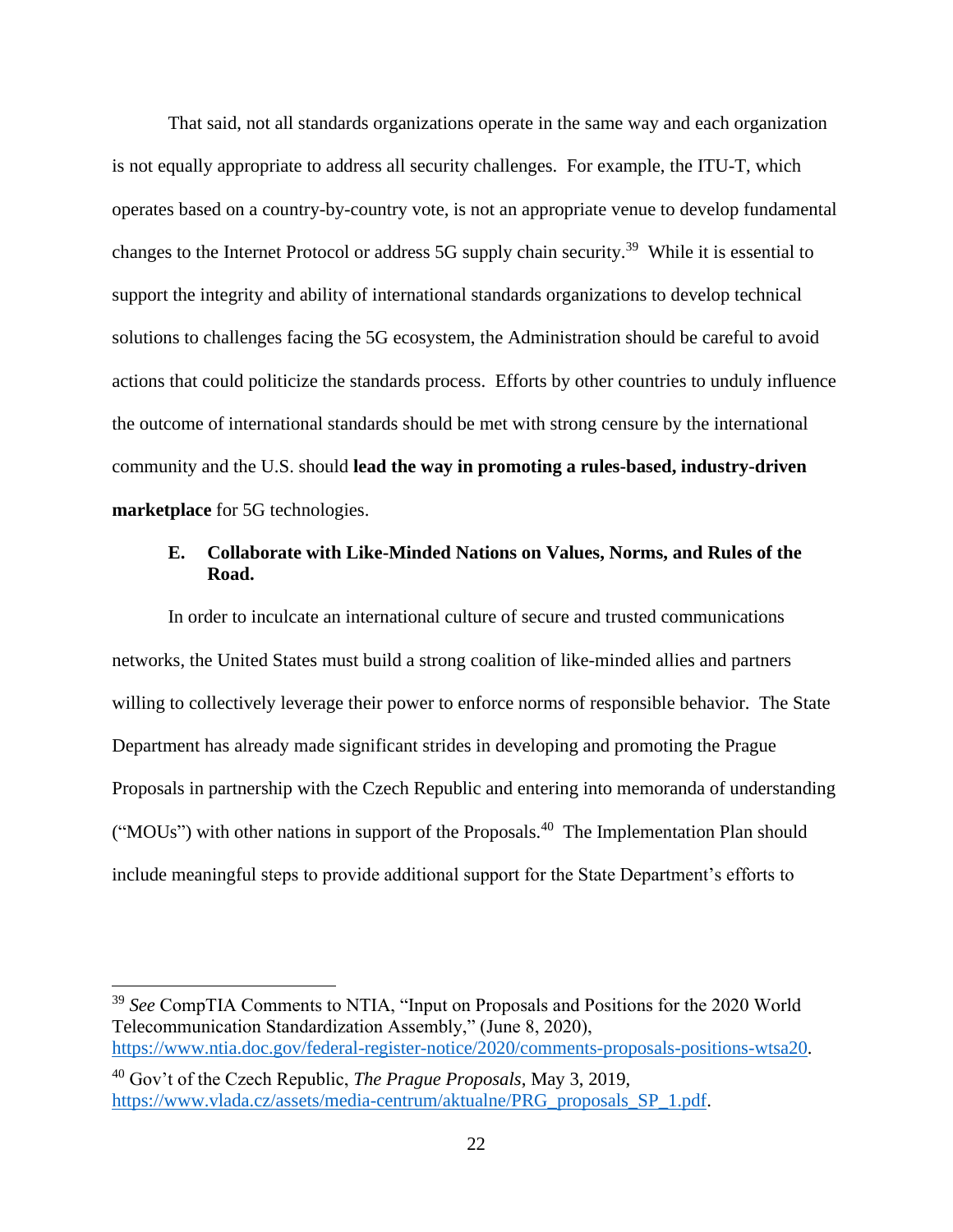That said, not all standards organizations operate in the same way and each organization is not equally appropriate to address all security challenges. For example, the ITU-T, which operates based on a country-by-country vote, is not an appropriate venue to develop fundamental changes to the Internet Protocol or address 5G supply chain security.[39] While it is essential to support the integrity and ability of international standards organizations to develop technical solutions to challenges facing the 5G ecosystem, the Administration should be careful to avoid actions that could politicize the standards process. Efforts by other countries to unduly influence the outcome of international standards should be met with strong censure by the international community and the U.S. should **lead the way in promoting a rules-based, industry-driven marketplace** for 5G technologies.

### E. Collaborate with Like-Minded Nations on Values, Norms, and Rules of the Road.

In order to inculcate an international culture of secure and trusted communications networks, the United States must build a strong coalition of like-minded allies and partners willing to collectively leverage their power to enforce norms of responsible behavior. The State Department has already made significant strides in developing and promoting the Prague Proposals in partnership with the Czech Republic and entering into memoranda of understanding ("MOUs") with other nations in support of the Proposals.[40] The Implementation Plan should include meaningful steps to provide additional support for the State Department's efforts to

---

[39] *See* CompTIA Comments to NTIA, "Input on Proposals and Positions for the 2020 World Telecommunication Standardization Assembly," (June 8, 2020), https://www.ntia.doc.gov/federal-register-notice/2020/comments-proposals-positions-wtsa20.

[40] Gov't of the Czech Republic, *The Prague Proposals*, May 3, 2019, https://www.vlada.cz/assets/media-centrum/aktualne/PRG_proposals_SP_1.pdf.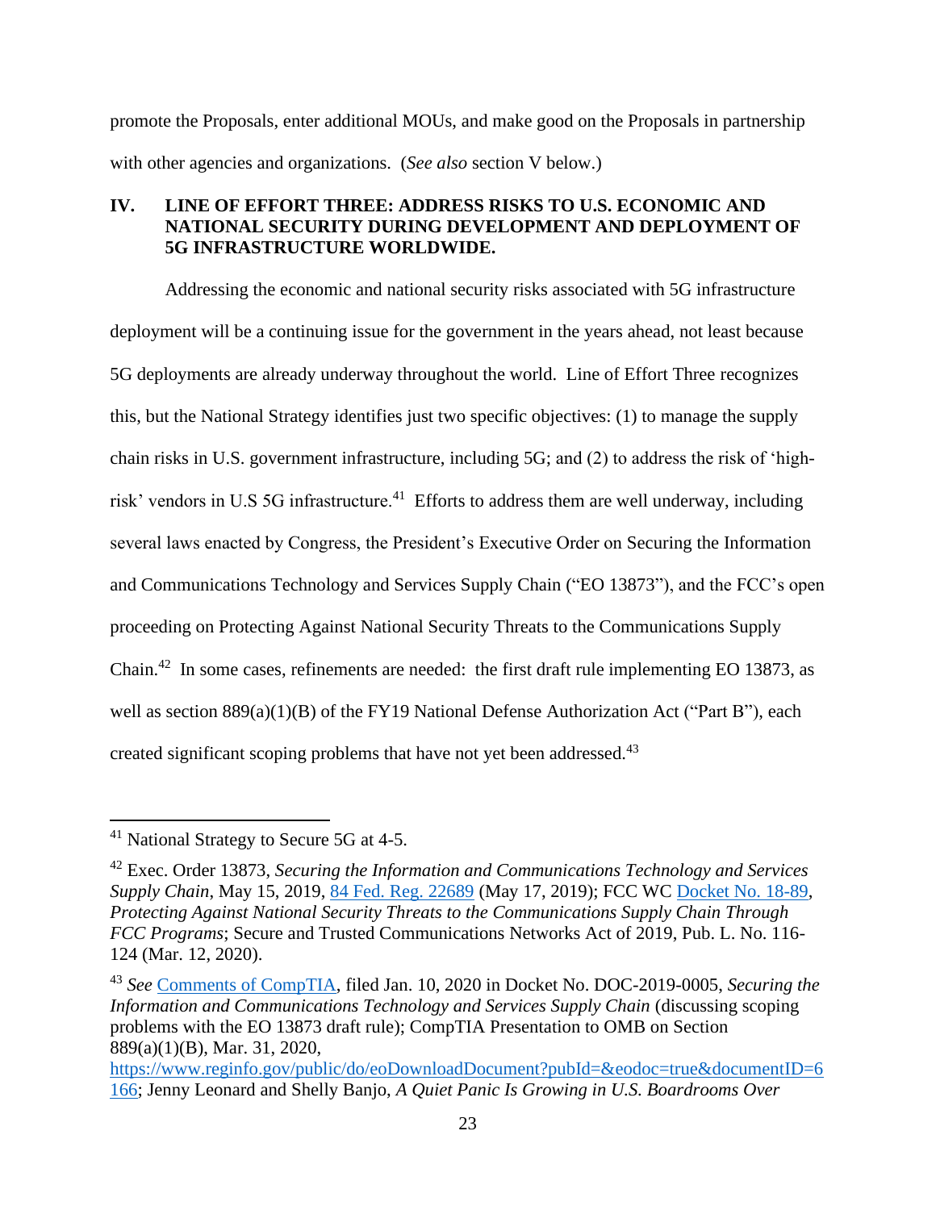promote the Proposals, enter additional MOUs, and make good on the Proposals in partnership with other agencies and organizations. (*See also* section V below.)

## IV. LINE OF EFFORT THREE: ADDRESS RISKS TO U.S. ECONOMIC AND NATIONAL SECURITY DURING DEVELOPMENT AND DEPLOYMENT OF 5G INFRASTRUCTURE WORLDWIDE.

Addressing the economic and national security risks associated with 5G infrastructure deployment will be a continuing issue for the government in the years ahead, not least because 5G deployments are already underway throughout the world. Line of Effort Three recognizes this, but the National Strategy identifies just two specific objectives: (1) to manage the supply chain risks in U.S. government infrastructure, including 5G; and (2) to address the risk of 'high-risk' vendors in U.S 5G infrastructure.[41] Efforts to address them are well underway, including several laws enacted by Congress, the President's Executive Order on Securing the Information and Communications Technology and Services Supply Chain ("EO 13873"), and the FCC's open proceeding on Protecting Against National Security Threats to the Communications Supply Chain.[42] In some cases, refinements are needed: the first draft rule implementing EO 13873, as well as section 889(a)(1)(B) of the FY19 National Defense Authorization Act ("Part B"), each created significant scoping problems that have not yet been addressed.[43]

---

[41] National Strategy to Secure 5G at 4-5.

[42] Exec. Order 13873, *Securing the Information and Communications Technology and Services Supply Chain*, May 15, 2019, 84 Fed. Reg. 22689 (May 17, 2019); FCC WC Docket No. 18-89, *Protecting Against National Security Threats to the Communications Supply Chain Through FCC Programs*; Secure and Trusted Communications Networks Act of 2019, Pub. L. No. 116-124 (Mar. 12, 2020).

[43] *See* Comments of CompTIA, filed Jan. 10, 2020 in Docket No. DOC-2019-0005, *Securing the Information and Communications Technology and Services Supply Chain* (discussing scoping problems with the EO 13873 draft rule); CompTIA Presentation to OMB on Section 889(a)(1)(B), Mar. 31, 2020, https://www.reginfo.gov/public/do/eoDownloadDocument?pubId=&eodoc=true&documentID=6166; Jenny Leonard and Shelly Banjo, *A Quiet Panic Is Growing in U.S. Boardrooms Over*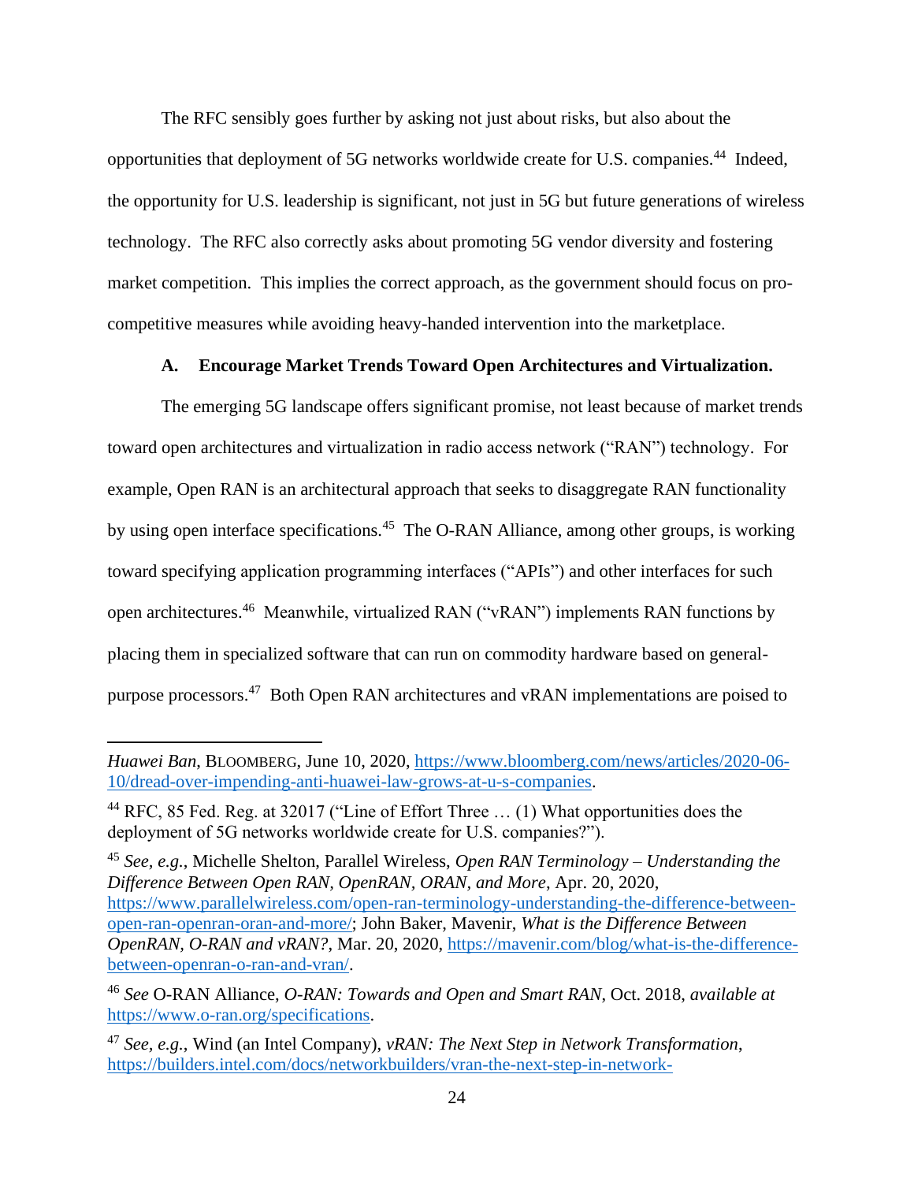The RFC sensibly goes further by asking not just about risks, but also about the opportunities that deployment of 5G networks worldwide create for U.S. companies.[44] Indeed, the opportunity for U.S. leadership is significant, not just in 5G but future generations of wireless technology. The RFC also correctly asks about promoting 5G vendor diversity and fostering market competition. This implies the correct approach, as the government should focus on pro-competitive measures while avoiding heavy-handed intervention into the marketplace.

### A. Encourage Market Trends Toward Open Architectures and Virtualization.

The emerging 5G landscape offers significant promise, not least because of market trends toward open architectures and virtualization in radio access network ("RAN") technology. For example, Open RAN is an architectural approach that seeks to disaggregate RAN functionality by using open interface specifications.[45] The O-RAN Alliance, among other groups, is working toward specifying application programming interfaces ("APIs") and other interfaces for such open architectures.[46] Meanwhile, virtualized RAN ("vRAN") implements RAN functions by placing them in specialized software that can run on commodity hardware based on general-purpose processors.[47] Both Open RAN architectures and vRAN implementations are poised to

---

*Huawei Ban*, BLOOMBERG, June 10, 2020, https://www.bloomberg.com/news/articles/2020-06-10/dread-over-impending-anti-huawei-law-grows-at-u-s-companies.

[44] RFC, 85 Fed. Reg. at 32017 ("Line of Effort Three … (1) What opportunities does the deployment of 5G networks worldwide create for U.S. companies?").

[45] *See, e.g.*, Michelle Shelton, Parallel Wireless, *Open RAN Terminology – Understanding the Difference Between Open RAN, OpenRAN, ORAN, and More*, Apr. 20, 2020, https://www.parallelwireless.com/open-ran-terminology-understanding-the-difference-between-open-ran-openran-oran-and-more/; John Baker, Mavenir, *What is the Difference Between OpenRAN, O-RAN and vRAN?*, Mar. 20, 2020, https://mavenir.com/blog/what-is-the-difference-between-openran-o-ran-and-vran/.

[46] *See* O-RAN Alliance, *O-RAN: Towards and Open and Smart RAN*, Oct. 2018, *available at* https://www.o-ran.org/specifications.

[47] *See, e.g.*, Wind (an Intel Company), *vRAN: The Next Step in Network Transformation*, https://builders.intel.com/docs/networkbuilders/vran-the-next-step-in-network-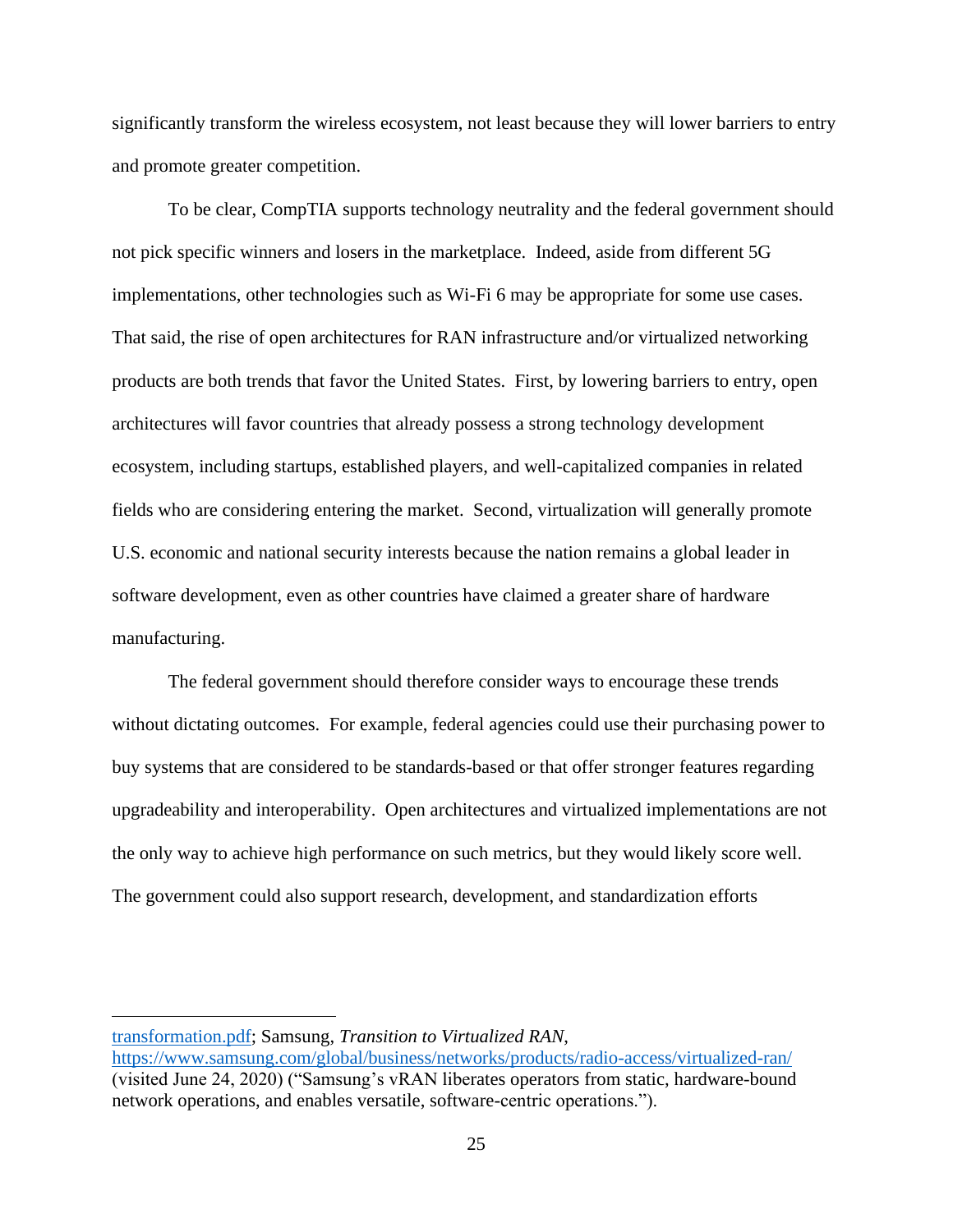significantly transform the wireless ecosystem, not least because they will lower barriers to entry and promote greater competition.

To be clear, CompTIA supports technology neutrality and the federal government should not pick specific winners and losers in the marketplace. Indeed, aside from different 5G implementations, other technologies such as Wi-Fi 6 may be appropriate for some use cases. That said, the rise of open architectures for RAN infrastructure and/or virtualized networking products are both trends that favor the United States. First, by lowering barriers to entry, open architectures will favor countries that already possess a strong technology development ecosystem, including startups, established players, and well-capitalized companies in related fields who are considering entering the market. Second, virtualization will generally promote U.S. economic and national security interests because the nation remains a global leader in software development, even as other countries have claimed a greater share of hardware manufacturing.

The federal government should therefore consider ways to encourage these trends without dictating outcomes. For example, federal agencies could use their purchasing power to buy systems that are considered to be standards-based or that offer stronger features regarding upgradeability and interoperability. Open architectures and virtualized implementations are not the only way to achieve high performance on such metrics, but they would likely score well. The government could also support research, development, and standardization efforts

---

transformation.pdf; Samsung, *Transition to Virtualized RAN*, https://www.samsung.com/global/business/networks/products/radio-access/virtualized-ran/ (visited June 24, 2020) ("Samsung's vRAN liberates operators from static, hardware-bound network operations, and enables versatile, software-centric operations.").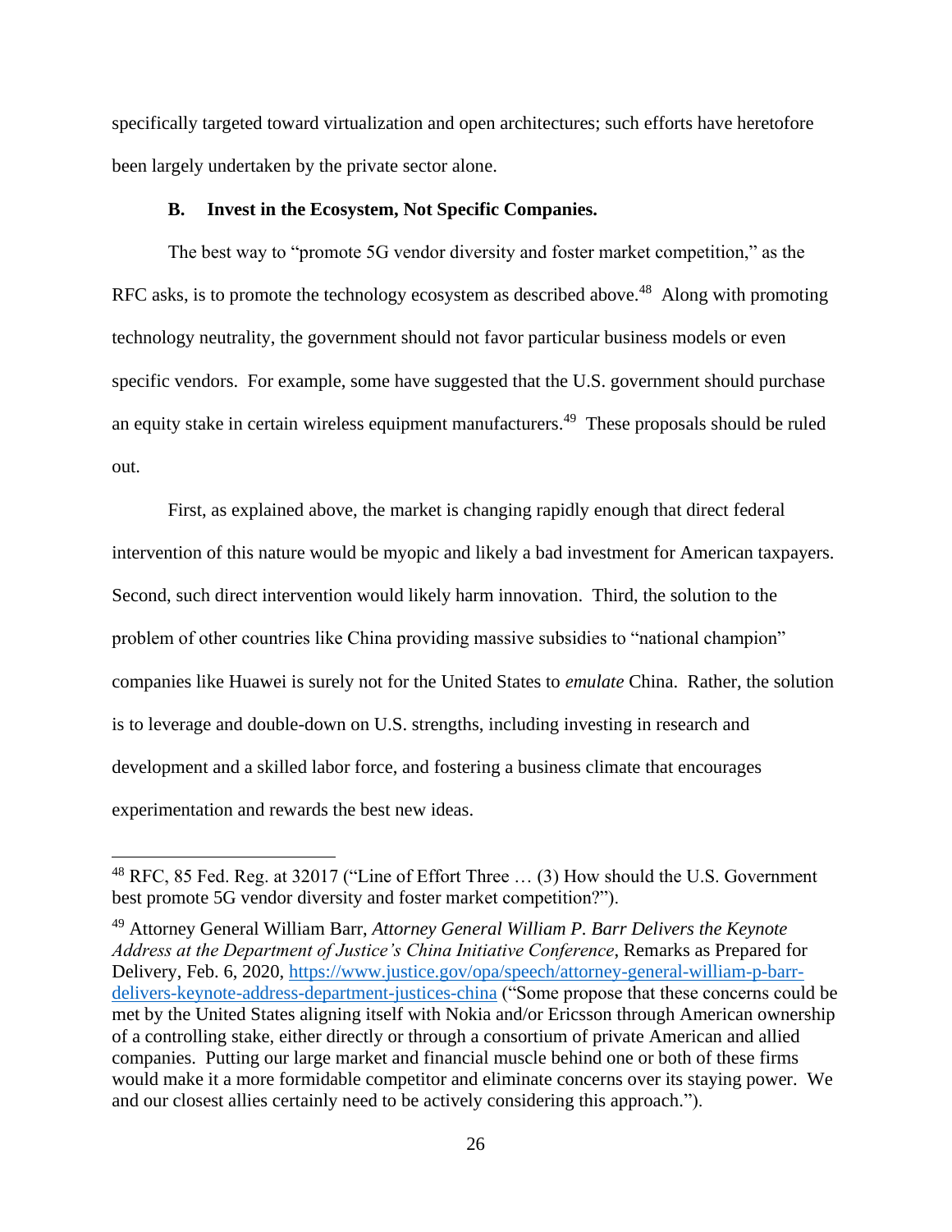specifically targeted toward virtualization and open architectures; such efforts have heretofore been largely undertaken by the private sector alone.

### B. Invest in the Ecosystem, Not Specific Companies.

The best way to "promote 5G vendor diversity and foster market competition," as the RFC asks, is to promote the technology ecosystem as described above.[48] Along with promoting technology neutrality, the government should not favor particular business models or even specific vendors. For example, some have suggested that the U.S. government should purchase an equity stake in certain wireless equipment manufacturers.[49] These proposals should be ruled out.

First, as explained above, the market is changing rapidly enough that direct federal intervention of this nature would be myopic and likely a bad investment for American taxpayers. Second, such direct intervention would likely harm innovation. Third, the solution to the problem of other countries like China providing massive subsidies to "national champion" companies like Huawei is surely not for the United States to *emulate* China. Rather, the solution is to leverage and double-down on U.S. strengths, including investing in research and development and a skilled labor force, and fostering a business climate that encourages experimentation and rewards the best new ideas.

---

[48] RFC, 85 Fed. Reg. at 32017 ("Line of Effort Three … (3) How should the U.S. Government best promote 5G vendor diversity and foster market competition?").

[49] Attorney General William Barr, *Attorney General William P. Barr Delivers the Keynote Address at the Department of Justice's China Initiative Conference*, Remarks as Prepared for Delivery, Feb. 6, 2020, https://www.justice.gov/opa/speech/attorney-general-william-p-barr-delivers-keynote-address-department-justices-china ("Some propose that these concerns could be met by the United States aligning itself with Nokia and/or Ericsson through American ownership of a controlling stake, either directly or through a consortium of private American and allied companies. Putting our large market and financial muscle behind one or both of these firms would make it a more formidable competitor and eliminate concerns over its staying power. We and our closest allies certainly need to be actively considering this approach.").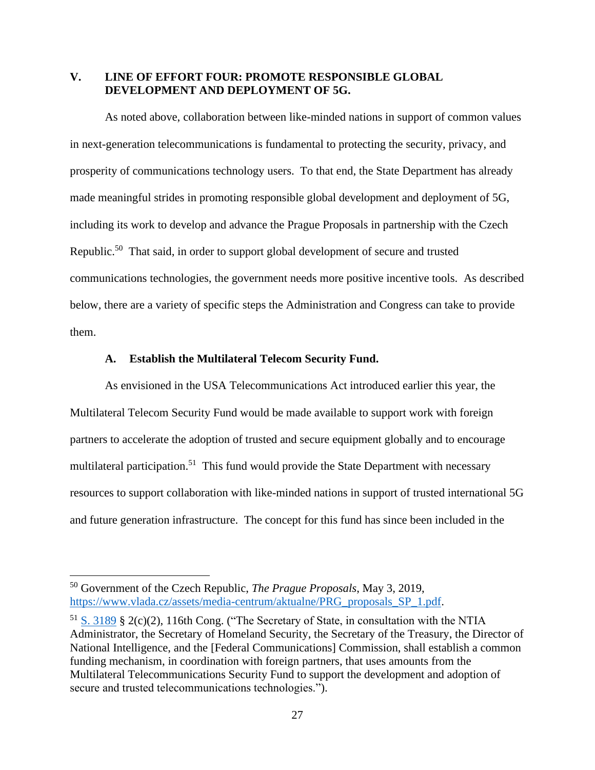## V. LINE OF EFFORT FOUR: PROMOTE RESPONSIBLE GLOBAL DEVELOPMENT AND DEPLOYMENT OF 5G.

As noted above, collaboration between like-minded nations in support of common values in next-generation telecommunications is fundamental to protecting the security, privacy, and prosperity of communications technology users. To that end, the State Department has already made meaningful strides in promoting responsible global development and deployment of 5G, including its work to develop and advance the Prague Proposals in partnership with the Czech Republic.[50] That said, in order to support global development of secure and trusted communications technologies, the government needs more positive incentive tools. As described below, there are a variety of specific steps the Administration and Congress can take to provide them.

### A. Establish the Multilateral Telecom Security Fund.

As envisioned in the USA Telecommunications Act introduced earlier this year, the Multilateral Telecom Security Fund would be made available to support work with foreign partners to accelerate the adoption of trusted and secure equipment globally and to encourage multilateral participation.[51] This fund would provide the State Department with necessary resources to support collaboration with like-minded nations in support of trusted international 5G and future generation infrastructure. The concept for this fund has since been included in the

---

[50] Government of the Czech Republic, *The Prague Proposals*, May 3, 2019, https://www.vlada.cz/assets/media-centrum/aktualne/PRG_proposals_SP_1.pdf.

[51] S. 3189 § 2(c)(2), 116th Cong. ("The Secretary of State, in consultation with the NTIA Administrator, the Secretary of Homeland Security, the Secretary of the Treasury, the Director of National Intelligence, and the [Federal Communications] Commission, shall establish a common funding mechanism, in coordination with foreign partners, that uses amounts from the Multilateral Telecommunications Security Fund to support the development and adoption of secure and trusted telecommunications technologies.").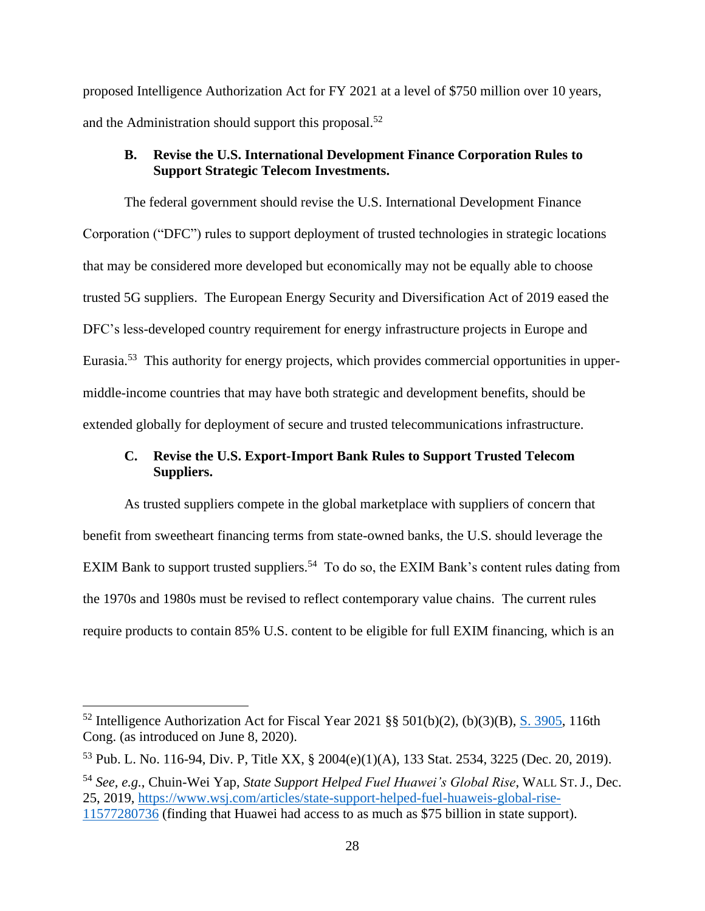proposed Intelligence Authorization Act for FY 2021 at a level of $750 million over 10 years, and the Administration should support this proposal.[52]

### B. Revise the U.S. International Development Finance Corporation Rules to Support Strategic Telecom Investments.

The federal government should revise the U.S. International Development Finance Corporation ("DFC") rules to support deployment of trusted technologies in strategic locations that may be considered more developed but economically may not be equally able to choose trusted 5G suppliers. The European Energy Security and Diversification Act of 2019 eased the DFC's less-developed country requirement for energy infrastructure projects in Europe and Eurasia.[53] This authority for energy projects, which provides commercial opportunities in upper-middle-income countries that may have both strategic and development benefits, should be extended globally for deployment of secure and trusted telecommunications infrastructure.

### C. Revise the U.S. Export-Import Bank Rules to Support Trusted Telecom Suppliers.

As trusted suppliers compete in the global marketplace with suppliers of concern that benefit from sweetheart financing terms from state-owned banks, the U.S. should leverage the EXIM Bank to support trusted suppliers.[54] To do so, the EXIM Bank's content rules dating from the 1970s and 1980s must be revised to reflect contemporary value chains. The current rules require products to contain 85% U.S. content to be eligible for full EXIM financing, which is an

---

[52] Intelligence Authorization Act for Fiscal Year 2021 §§ 501(b)(2), (b)(3)(B), [S. 3905](), 116th Cong. (as introduced on June 8, 2020).

[53] Pub. L. No. 116-94, Div. P, Title XX, § 2004(e)(1)(A), 133 Stat. 2534, 3225 (Dec. 20, 2019).

[54] *See, e.g.*, Chuin-Wei Yap, *State Support Helped Fuel Huawei's Global Rise*, WALL ST. J., Dec. 25, 2019, https://www.wsj.com/articles/state-support-helped-fuel-huaweis-global-rise-11577280736 (finding that Huawei had access to as much as $75 billion in state support).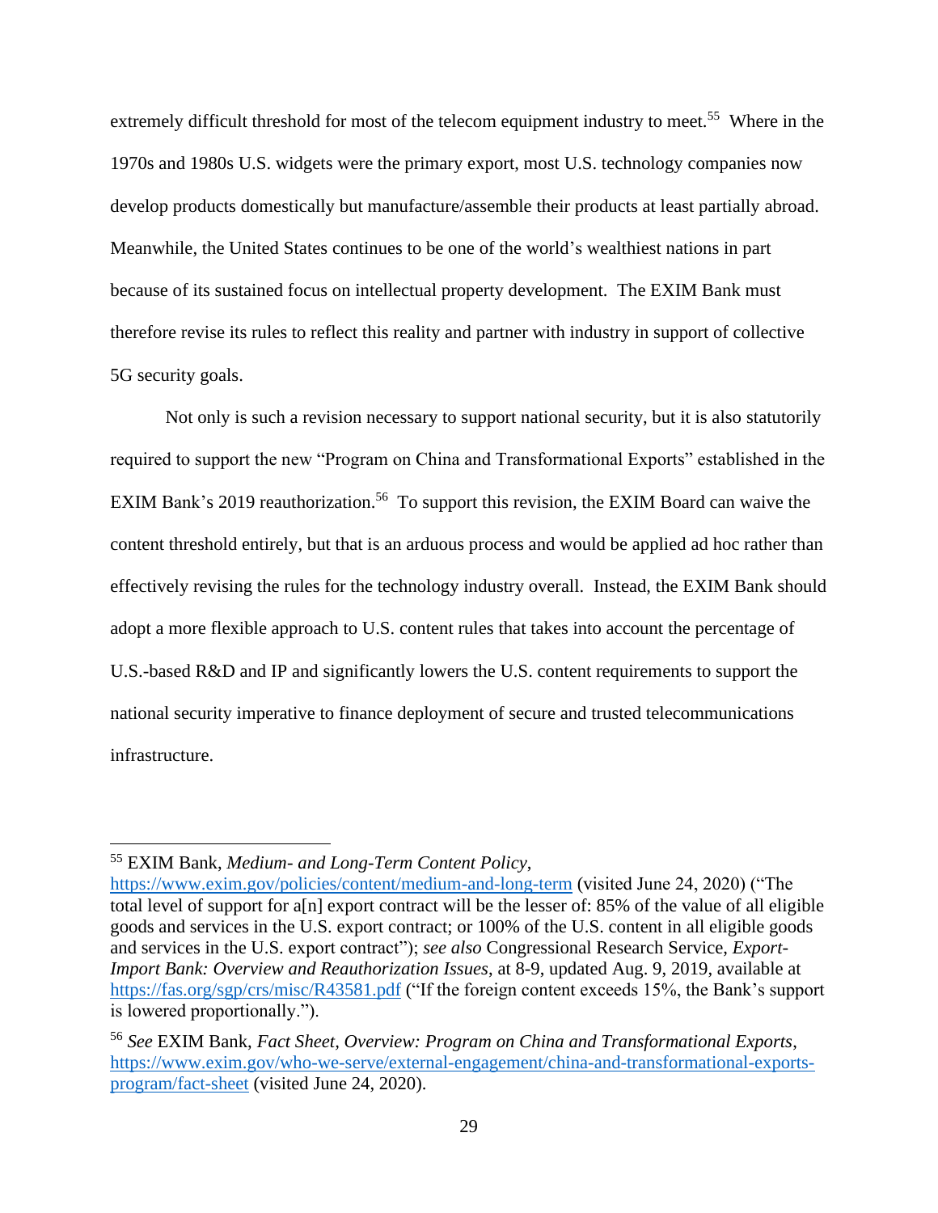extremely difficult threshold for most of the telecom equipment industry to meet.[55] Where in the 1970s and 1980s U.S. widgets were the primary export, most U.S. technology companies now develop products domestically but manufacture/assemble their products at least partially abroad. Meanwhile, the United States continues to be one of the world's wealthiest nations in part because of its sustained focus on intellectual property development. The EXIM Bank must therefore revise its rules to reflect this reality and partner with industry in support of collective 5G security goals.

Not only is such a revision necessary to support national security, but it is also statutorily required to support the new "Program on China and Transformational Exports" established in the EXIM Bank's 2019 reauthorization.[56] To support this revision, the EXIM Board can waive the content threshold entirely, but that is an arduous process and would be applied ad hoc rather than effectively revising the rules for the technology industry overall. Instead, the EXIM Bank should adopt a more flexible approach to U.S. content rules that takes into account the percentage of U.S.-based R&D and IP and significantly lowers the U.S. content requirements to support the national security imperative to finance deployment of secure and trusted telecommunications infrastructure.

---

[55] EXIM Bank, *Medium- and Long-Term Content Policy*, https://www.exim.gov/policies/content/medium-and-long-term (visited June 24, 2020) ("The total level of support for a[n] export contract will be the lesser of: 85% of the value of all eligible goods and services in the U.S. export contract; or 100% of the U.S. content in all eligible goods and services in the U.S. export contract"); *see also* Congressional Research Service, *Export-Import Bank: Overview and Reauthorization Issues*, at 8-9, updated Aug. 9, 2019, available at https://fas.org/sgp/crs/misc/R43581.pdf ("If the foreign content exceeds 15%, the Bank's support is lowered proportionally.").

[56] *See* EXIM Bank, *Fact Sheet, Overview: Program on China and Transformational Exports*, https://www.exim.gov/who-we-serve/external-engagement/china-and-transformational-exports-program/fact-sheet (visited June 24, 2020).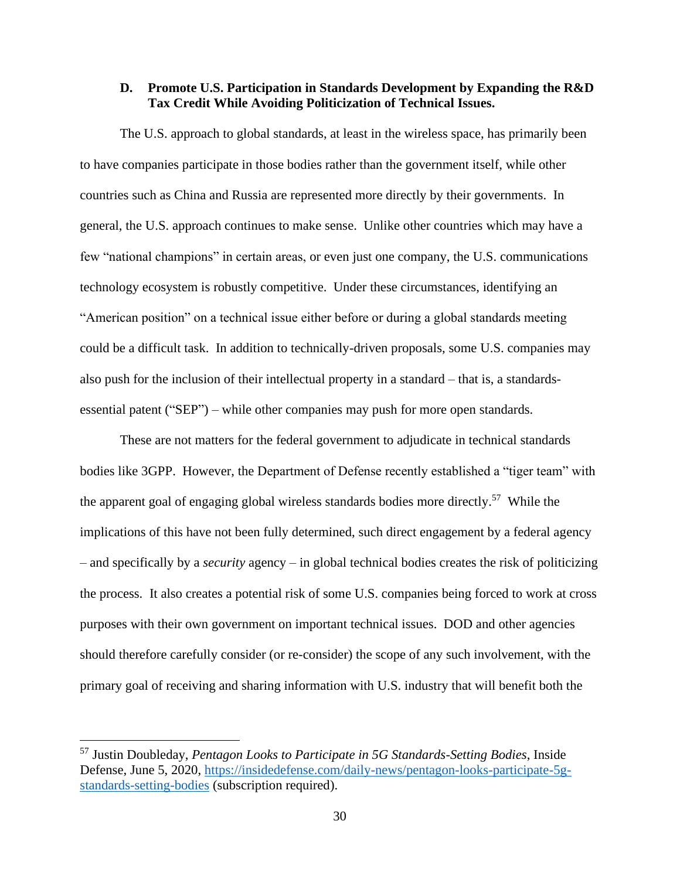### D. Promote U.S. Participation in Standards Development by Expanding the R&D Tax Credit While Avoiding Politicization of Technical Issues.

The U.S. approach to global standards, at least in the wireless space, has primarily been to have companies participate in those bodies rather than the government itself, while other countries such as China and Russia are represented more directly by their governments. In general, the U.S. approach continues to make sense. Unlike other countries which may have a few "national champions" in certain areas, or even just one company, the U.S. communications technology ecosystem is robustly competitive. Under these circumstances, identifying an "American position" on a technical issue either before or during a global standards meeting could be a difficult task. In addition to technically-driven proposals, some U.S. companies may also push for the inclusion of their intellectual property in a standard – that is, a standards-essential patent ("SEP") – while other companies may push for more open standards.

These are not matters for the federal government to adjudicate in technical standards bodies like 3GPP. However, the Department of Defense recently established a "tiger team" with the apparent goal of engaging global wireless standards bodies more directly.[57] While the implications of this have not been fully determined, such direct engagement by a federal agency – and specifically by a *security* agency – in global technical bodies creates the risk of politicizing the process. It also creates a potential risk of some U.S. companies being forced to work at cross purposes with their own government on important technical issues. DOD and other agencies should therefore carefully consider (or re-consider) the scope of any such involvement, with the primary goal of receiving and sharing information with U.S. industry that will benefit both the

---

[57] Justin Doubleday, *Pentagon Looks to Participate in 5G Standards-Setting Bodies*, Inside Defense, June 5, 2020, [https://insidedefense.com/daily-news/pentagon-looks-participate-5g-standards-setting-bodies](https://insidedefense.com/daily-news/pentagon-looks-participate-5g-standards-setting-bodies) (subscription required).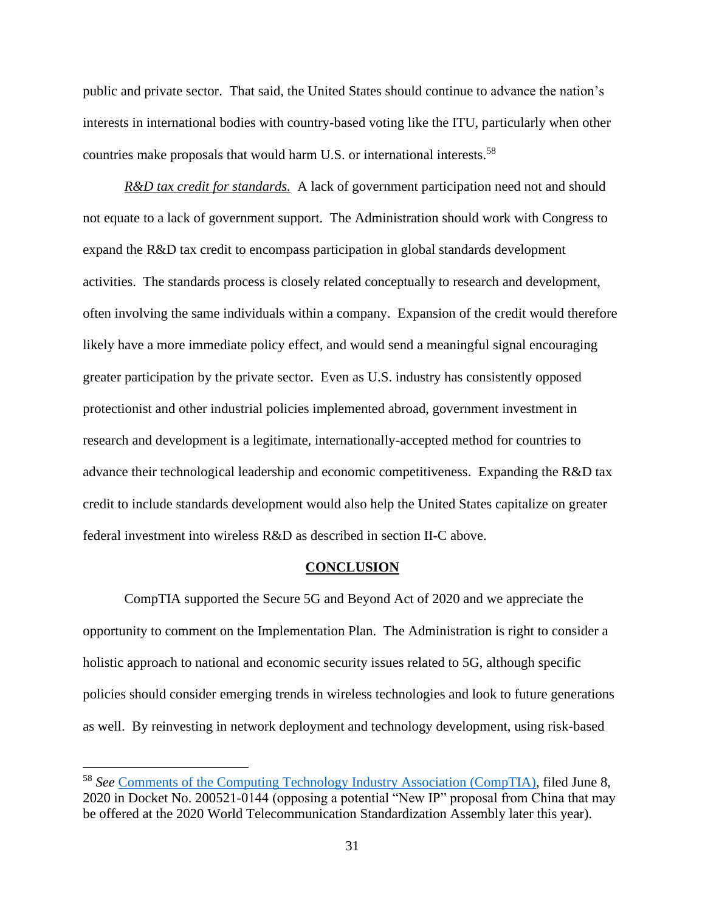public and private sector. That said, the United States should continue to advance the nation's interests in international bodies with country-based voting like the ITU, particularly when other countries make proposals that would harm U.S. or international interests.[58]

***R&D tax credit for standards.*** A lack of government participation need not and should not equate to a lack of government support. The Administration should work with Congress to expand the R&D tax credit to encompass participation in global standards development activities. The standards process is closely related conceptually to research and development, often involving the same individuals within a company. Expansion of the credit would therefore likely have a more immediate policy effect, and would send a meaningful signal encouraging greater participation by the private sector. Even as U.S. industry has consistently opposed protectionist and other industrial policies implemented abroad, government investment in research and development is a legitimate, internationally-accepted method for countries to advance their technological leadership and economic competitiveness. Expanding the R&D tax credit to include standards development would also help the United States capitalize on greater federal investment into wireless R&D as described in section II-C above.

## CONCLUSION

CompTIA supported the Secure 5G and Beyond Act of 2020 and we appreciate the opportunity to comment on the Implementation Plan. The Administration is right to consider a holistic approach to national and economic security issues related to 5G, although specific policies should consider emerging trends in wireless technologies and look to future generations as well. By reinvesting in network deployment and technology development, using risk-based

---

[58] *See* Comments of the Computing Technology Industry Association (CompTIA), filed June 8, 2020 in Docket No. 200521-0144 (opposing a potential "New IP" proposal from China that may be offered at the 2020 World Telecommunication Standardization Assembly later this year).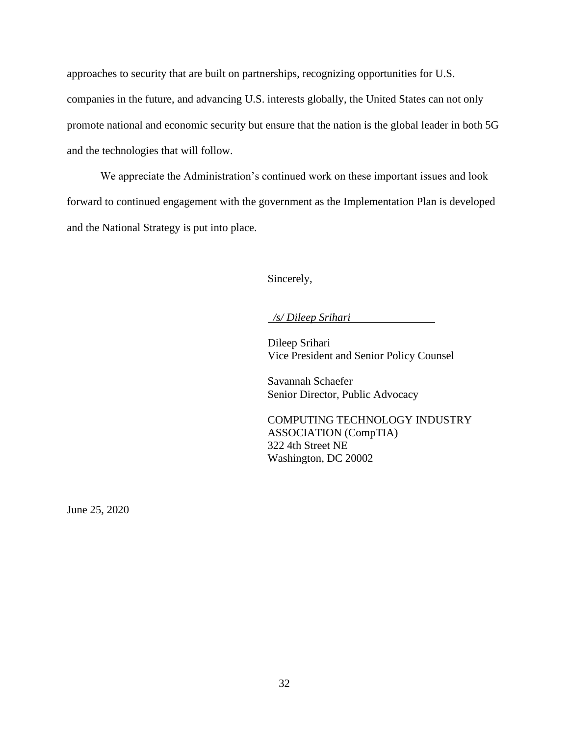approaches to security that are built on partnerships, recognizing opportunities for U.S. companies in the future, and advancing U.S. interests globally, the United States can not only promote national and economic security but ensure that the nation is the global leader in both 5G and the technologies that will follow.

We appreciate the Administration's continued work on these important issues and look forward to continued engagement with the government as the Implementation Plan is developed and the National Strategy is put into place.

Sincerely,

*/s/ Dileep Srihari*

Dileep Srihari
Vice President and Senior Policy Counsel

Savannah Schaefer
Senior Director, Public Advocacy

COMPUTING TECHNOLOGY INDUSTRY ASSOCIATION (CompTIA)
322 4th Street NE
Washington, DC 20002

June 25, 2020